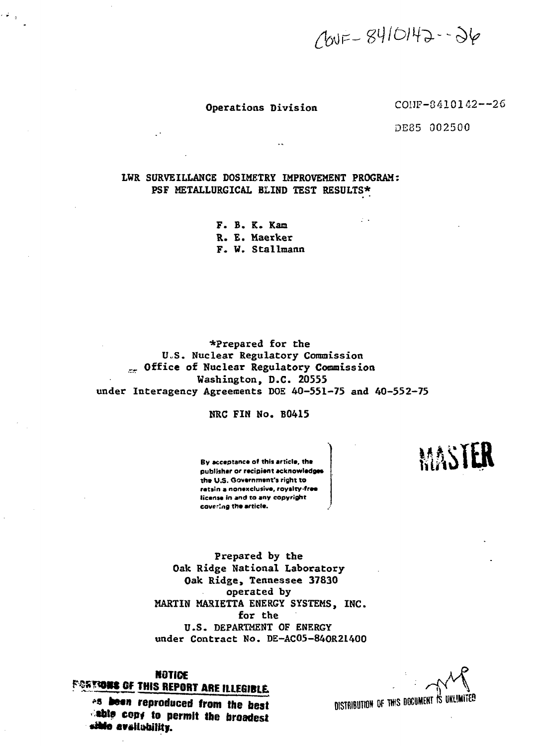CONF-8410142--26

Operations Division

CONF-8410142--26

DE85 002500

# LWR SURVEILLANCE DOSIMETRY IMPROVEMENT PROGRAM: PSF METALLURGICAL BLIND TEST RESULTS*

F. B. K. Kam
R. E. Maerker
F. W. Stallmann

*Prepared for the
U.S. Nuclear Regulatory Commission
Office of Nuclear Regulatory Commission
Washington, D.C. 20555
under Interagency Agreements DOE 40-551-75 and 40-552-75

NRC FIN No. B0415

By acceptance of this article, the publisher or recipient acknowledges the U.S. Government's right to retain a nonexclusive, royalty-free license in and to any copyright covering the article.

MASTER

Prepared by the
Oak Ridge National Laboratory
Oak Ridge, Tennessee 37830
operated by
MARTIN MARIETTA ENERGY SYSTEMS, INC.
for the
U.S. DEPARTMENT OF ENERGY
under Contract No. DE-AC05-84OR21400

**NOTICE**
**PORTIONS OF THIS REPORT ARE ILLEGIBLE.**
**It has been reproduced from the best available copy to permit the broadest possible availability.**

DISTRIBUTION OF THIS DOCUMENT IS UNLIMITED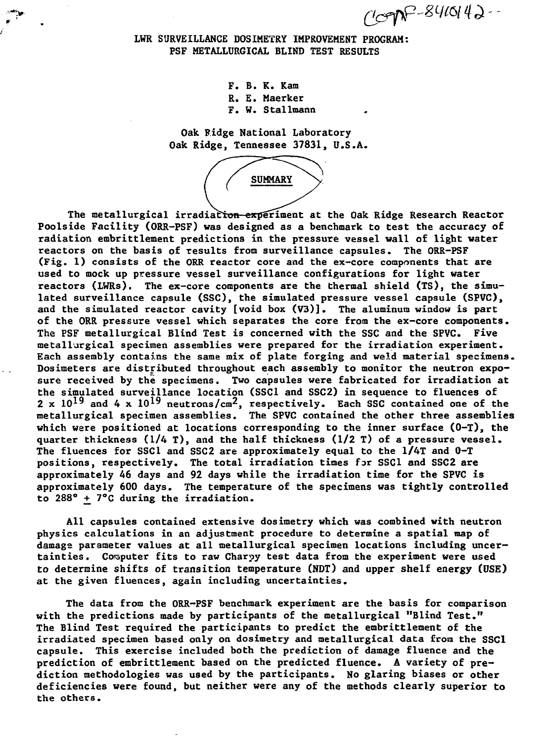CONF-8410142--

# LWR SURVEILLANCE DOSIMETRY IMPROVEMENT PROGRAM: PSF METALLURGICAL BLIND TEST RESULTS

F. B. K. Kam
R. E. Maerker
F. W. Stallmann

Oak Ridge National Laboratory
Oak Ridge, Tennessee 37831, U.S.A.

## SUMMARY

The metallurgical irradiation experiment at the Oak Ridge Research Reactor Poolside Facility (ORR-PSF) was designed as a benchmark to test the accuracy of radiation embrittlement predictions in the pressure vessel wall of light water reactors on the basis of results from surveillance capsules. The ORR-PSF (Fig. 1) consists of the ORR reactor core and the ex-core components that are used to mock up pressure vessel surveillance configurations for light water reactors (LWRs). The ex-core components are the thermal shield (TS), the simulated surveillance capsule (SSC), the simulated pressure vessel capsule (SPVC), and the simulated reactor cavity [void box (V3)]. The aluminum window is part of the ORR pressure vessel which separates the core from the ex-core components. The PSF metallurgical Blind Test is concerned with the SSC and the SPVC. Five metallurgical specimen assemblies were prepared for the irradiation experiment. Each assembly contains the same mix of plate forging and weld material specimens. Dosimeters are distributed throughout each assembly to monitor the neutron exposure received by the specimens. Two capsules were fabricated for irradiation at the simulated surveillance location (SSC1 and SSC2) in sequence to fluences of $2 \times 10^{19}$ and $4 \times 10^{19}$ neutrons/cm$^2$, respectively. Each SSC contained one of the metallurgical specimen assemblies. The SPVC contained the other three assemblies which were positioned at locations corresponding to the inner surface (0-T), the quarter thickness (1/4 T), and the half thickness (1/2 T) of a pressure vessel. The fluences for SSC1 and SSC2 are approximately equal to the 1/4T and 0-T positions, respectively. The total irradiation times for SSC1 and SSC2 are approximately 46 days and 92 days while the irradiation time for the SPVC is approximately 600 days. The temperature of the specimens was tightly controlled to 288° ± 7°C during the irradiation.

All capsules contained extensive dosimetry which was combined with neutron physics calculations in an adjustment procedure to determine a spatial map of damage parameter values at all metallurgical specimen locations including uncertainties. Computer fits to raw Charpy test data from the experiment were used to determine shifts of transition temperature (NDT) and upper shelf energy (USE) at the given fluences, again including uncertainties.

The data from the ORR-PSF benchmark experiment are the basis for comparison with the predictions made by participants of the metallurgical "Blind Test." The Blind Test required the participants to predict the embrittlement of the irradiated specimen based only on dosimetry and metallurgical data from the SSC1 capsule. This exercise included both the prediction of damage fluence and the prediction of embrittlement based on the predicted fluence. A variety of prediction methodologies was used by the participants. No glaring biases or other deficiencies were found, but neither were any of the methods clearly superior to the others.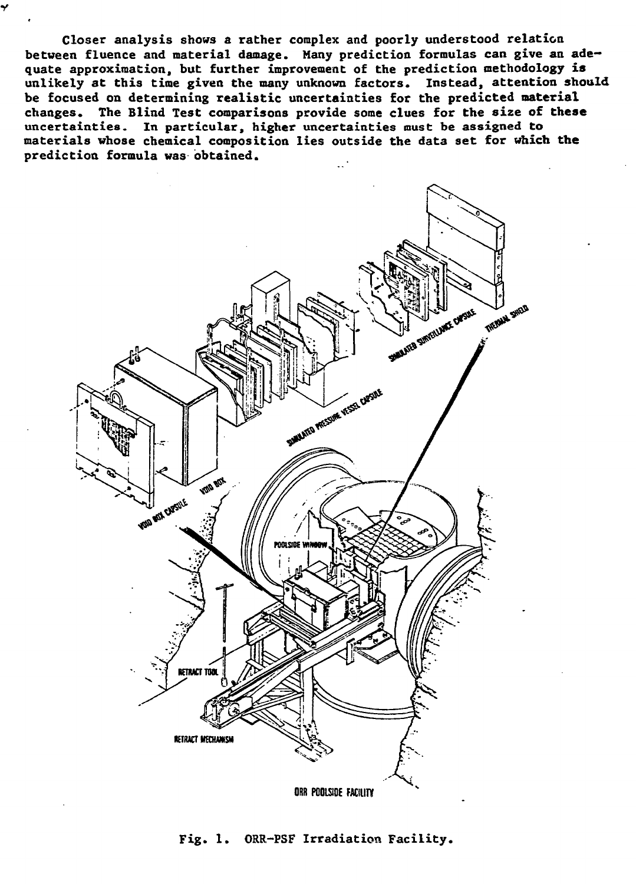Closer analysis shows a rather complex and poorly understood relation between fluence and material damage. Many prediction formulas can give an adequate approximation, but further improvement of the prediction methodology is unlikely at this time given the many unknown factors. Instead, attention should be focused on determining realistic uncertainties for the predicted material changes. The Blind Test comparisons provide some clues for the size of these uncertainties. In particular, higher uncertainties must be assigned to materials whose chemical composition lies outside the data set for which the prediction formula was obtained.

Fig. 1. ORR-PSF Irradiation Facility.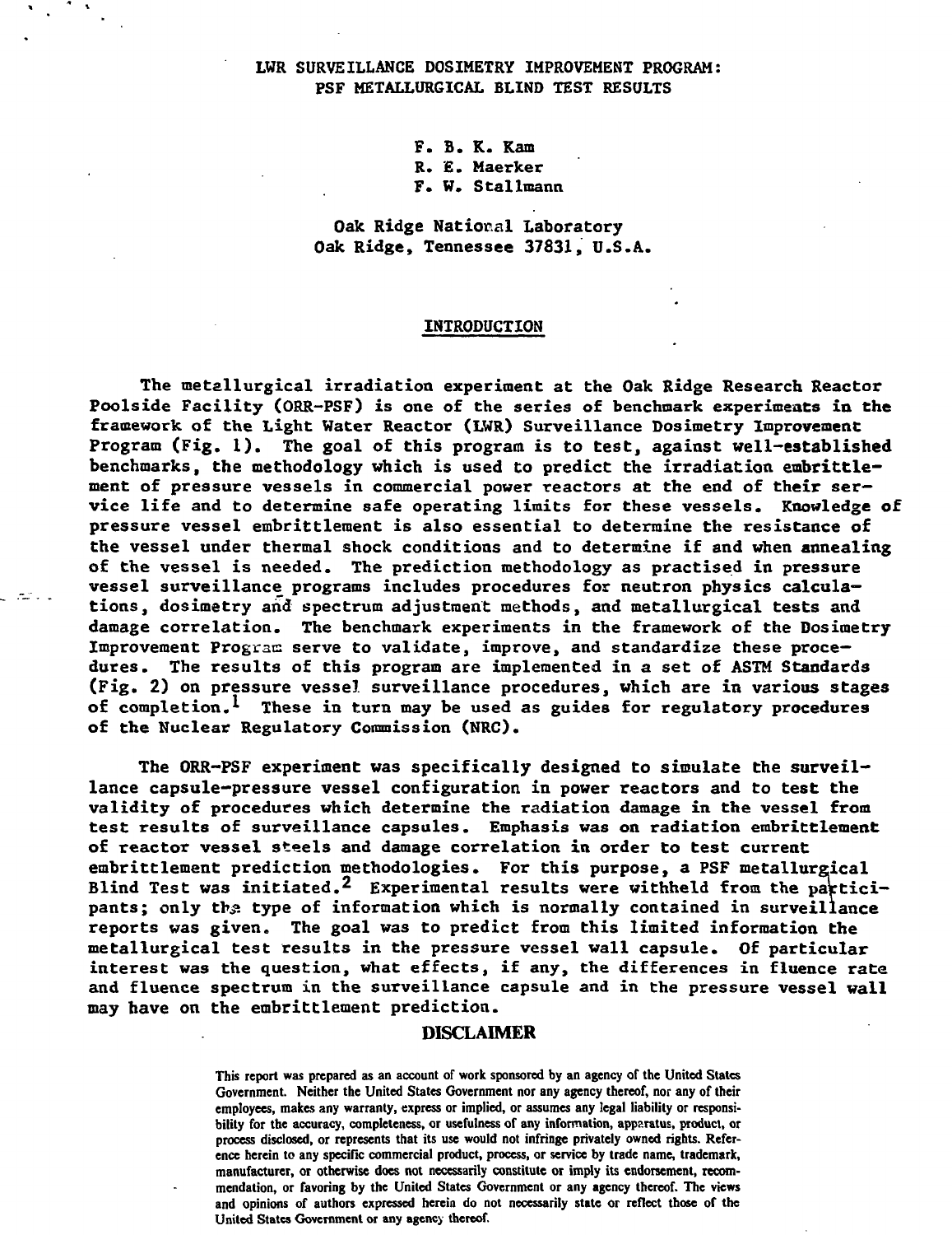# LWR SURVEILLANCE DOSIMETRY IMPROVEMENT PROGRAM: PSF METALLURGICAL BLIND TEST RESULTS

F. B. K. Kam
R. E. Maerker
F. W. Stallmann

Oak Ridge National Laboratory
Oak Ridge, Tennessee 37831, U.S.A.

## INTRODUCTION

The metallurgical irradiation experiment at the Oak Ridge Research Reactor Poolside Facility (ORR-PSF) is one of the series of benchmark experiments in the framework of the Light Water Reactor (LWR) Surveillance Dosimetry Improvement Program (Fig. 1). The goal of this program is to test, against well-established benchmarks, the methodology which is used to predict the irradiation embrittlement of pressure vessels in commercial power reactors at the end of their service life and to determine safe operating limits for these vessels. Knowledge of pressure vessel embrittlement is also essential to determine the resistance of the vessel under thermal shock conditions and to determine if and when annealing of the vessel is needed. The prediction methodology as practised in pressure vessel surveillance programs includes procedures for neutron physics calculations, dosimetry and spectrum adjustment methods, and metallurgical tests and damage correlation. The benchmark experiments in the framework of the Dosimetry Improvement Program serve to validate, improve, and standardize these procedures. The results of this program are implemented in a set of ASTM Standards (Fig. 2) on pressure vessel surveillance procedures, which are in various stages of completion.[1] These in turn may be used as guides for regulatory procedures of the Nuclear Regulatory Commission (NRC).

The ORR-PSF experiment was specifically designed to simulate the surveillance capsule-pressure vessel configuration in power reactors and to test the validity of procedures which determine the radiation damage in the vessel from test results of surveillance capsules. Emphasis was on radiation embrittlement of reactor vessel steels and damage correlation in order to test current embrittlement prediction methodologies. For this purpose, a PSF metallurgical Blind Test was initiated.[2] Experimental results were withheld from the participants; only the type of information which is normally contained in surveillance reports was given. The goal was to predict from this limited information the metallurgical test results in the pressure vessel wall capsule. Of particular interest was the question, what effects, if any, the differences in fluence rate and fluence spectrum in the surveillance capsule and in the pressure vessel wall may have on the embrittlement prediction.

## DISCLAIMER

This report was prepared as an account of work sponsored by an agency of the United States Government. Neither the United States Government nor any agency thereof, nor any of their employees, makes any warranty, express or implied, or assumes any legal liability or responsibility for the accuracy, completeness, or usefulness of any information, apparatus, product, or process disclosed, or represents that its use would not infringe privately owned rights. Reference herein to any specific commercial product, process, or service by trade name, trademark, manufacturer, or otherwise does not necessarily constitute or imply its endorsement, recommendation, or favoring by the United States Government or any agency thereof. The views and opinions of authors expressed herein do not necessarily state or reflect those of the United States Government or any agency thereof.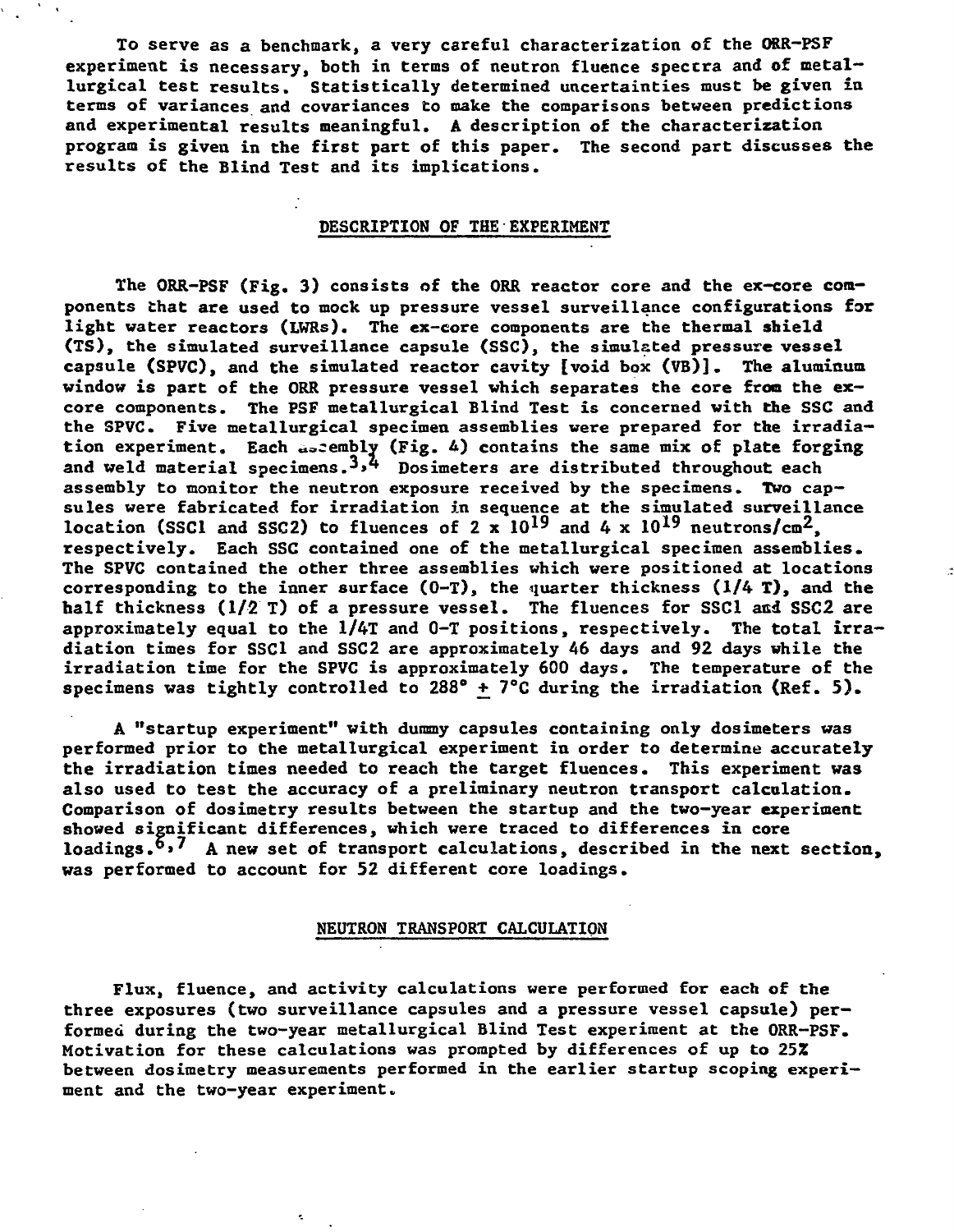To serve as a benchmark, a very careful characterization of the ORR-PSF experiment is necessary, both in terms of neutron fluence spectra and of metallurgical test results. Statistically determined uncertainties must be given in terms of variances and covariances to make the comparisons between predictions and experimental results meaningful. A description of the characterization program is given in the first part of this paper. The second part discusses the results of the Blind Test and its implications.

## DESCRIPTION OF THE EXPERIMENT

The ORR-PSF (Fig. 3) consists of the ORR reactor core and the ex-core components that are used to mock up pressure vessel surveillance configurations for light water reactors (LWRs). The ex-core components are the thermal shield (TS), the simulated surveillance capsule (SSC), the simulated pressure vessel capsule (SPVC), and the simulated reactor cavity [void box (VB)]. The aluminum window is part of the ORR pressure vessel which separates the core from the ex-core components. The PSF metallurgical Blind Test is concerned with the SSC and the SPVC. Five metallurgical specimen assemblies were prepared for the irradiation experiment. Each assembly (Fig. 4) contains the same mix of plate forging and weld material specimens.[3,4] Dosimeters are distributed throughout each assembly to monitor the neutron exposure received by the specimens. Two capsules were fabricated for irradiation in sequence at the simulated surveillance location (SSC1 and SSC2) to fluences of $2 \times 10^{19}$ and $4 \times 10^{19}$ neutrons/cm$^2$, respectively. Each SSC contained one of the metallurgical specimen assemblies. The SPVC contained the other three assemblies which were positioned at locations corresponding to the inner surface (0-T), the quarter thickness (1/4 T), and the half thickness (1/2 T) of a pressure vessel. The fluences for SSC1 and SSC2 are approximately equal to the 1/4T and 0-T positions, respectively. The total irradiation times for SSC1 and SSC2 are approximately 46 days and 92 days while the irradiation time for the SPVC is approximately 600 days. The temperature of the specimens was tightly controlled to 288° ± 7°C during the irradiation (Ref. 5).

A "startup experiment" with dummy capsules containing only dosimeters was performed prior to the metallurgical experiment in order to determine accurately the irradiation times needed to reach the target fluences. This experiment was also used to test the accuracy of a preliminary neutron transport calculation. Comparison of dosimetry results between the startup and the two-year experiment showed significant differences, which were traced to differences in core loadings.[6,7] A new set of transport calculations, described in the next section, was performed to account for 52 different core loadings.

## NEUTRON TRANSPORT CALCULATION

Flux, fluence, and activity calculations were performed for each of the three exposures (two surveillance capsules and a pressure vessel capsule) performed during the two-year metallurgical Blind Test experiment at the ORR-PSF. Motivation for these calculations was prompted by differences of up to 25% between dosimetry measurements performed in the earlier startup scoping experiment and the two-year experiment.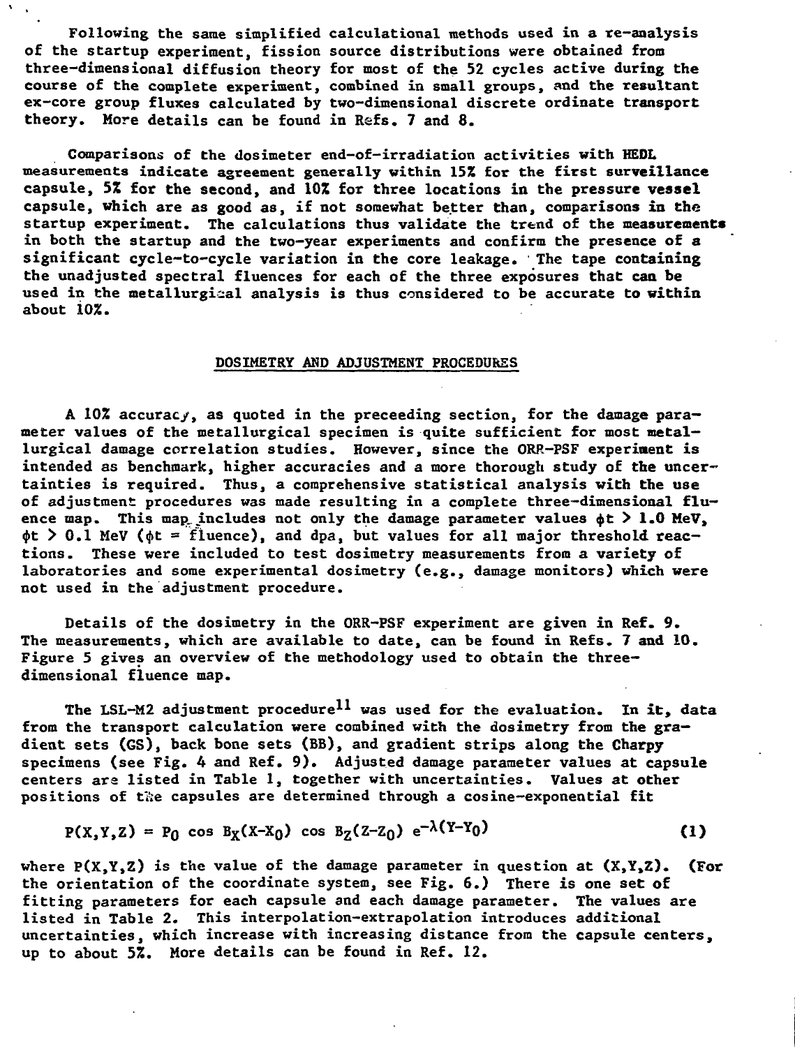Following the same simplified calculational methods used in a re-analysis of the startup experiment, fission source distributions were obtained from three-dimensional diffusion theory for most of the 52 cycles active during the course of the complete experiment, combined in small groups, and the resultant ex-core group fluxes calculated by two-dimensional discrete ordinate transport theory. More details can be found in Refs. 7 and 8.

Comparisons of the dosimeter end-of-irradiation activities with HEDL measurements indicate agreement generally within 15% for the first surveillance capsule, 5% for the second, and 10% for three locations in the pressure vessel capsule, which are as good as, if not somewhat better than, comparisons in the startup experiment. The calculations thus validate the trend of the measurements in both the startup and the two-year experiments and confirm the presence of a significant cycle-to-cycle variation in the core leakage. The tape containing the unadjusted spectral fluences for each of the three exposures that can be used in the metallurgical analysis is thus considered to be accurate to within about 10%.

## DOSIMETRY AND ADJUSTMENT PROCEDURES

A 10% accuracy, as quoted in the preceeding section, for the damage parameter values of the metallurgical specimen is quite sufficient for most metallurgical damage correlation studies. However, since the ORR-PSF experiment is intended as benchmark, higher accuracies and a more thorough study of the uncertainties is required. Thus, a comprehensive statistical analysis with the use of adjustment procedures was made resulting in a complete three-dimensional fluence map. This map includes not only the damage parameter values $\phi t > 1.0$ MeV, $\phi t > 0.1$ MeV ($\phi t$ = fluence), and dpa, but values for all major threshold reactions. These were included to test dosimetry measurements from a variety of laboratories and some experimental dosimetry (e.g., damage monitors) which were not used in the adjustment procedure.

Details of the dosimetry in the ORR-PSF experiment are given in Ref. 9. The measurements, which are available to date, can be found in Refs. 7 and 10. Figure 5 gives an overview of the methodology used to obtain the three-dimensional fluence map.

The LSL-M2 adjustment procedure[11] was used for the evaluation. In it, data from the transport calculation were combined with the dosimetry from the gradient sets (GS), back bone sets (BB), and gradient strips along the Charpy specimens (see Fig. 4 and Ref. 9). Adjusted damage parameter values at capsule centers are listed in Table 1, together with uncertainties. Values at other positions of the capsules are determined through a cosine-exponential fit

$$P(X,Y,Z) = P_0 \cos B_X(X-X_0) \cos B_Z(Z-Z_0) \, e^{-\lambda(Y-Y_0)} \qquad (1)$$

where $P(X,Y,Z)$ is the value of the damage parameter in question at $(X,Y,Z)$. (For the orientation of the coordinate system, see Fig. 6.) There is one set of fitting parameters for each capsule and each damage parameter. The values are listed in Table 2. This interpolation-extrapolation introduces additional uncertainties, which increase with increasing distance from the capsule centers, up to about 5%. More details can be found in Ref. 12.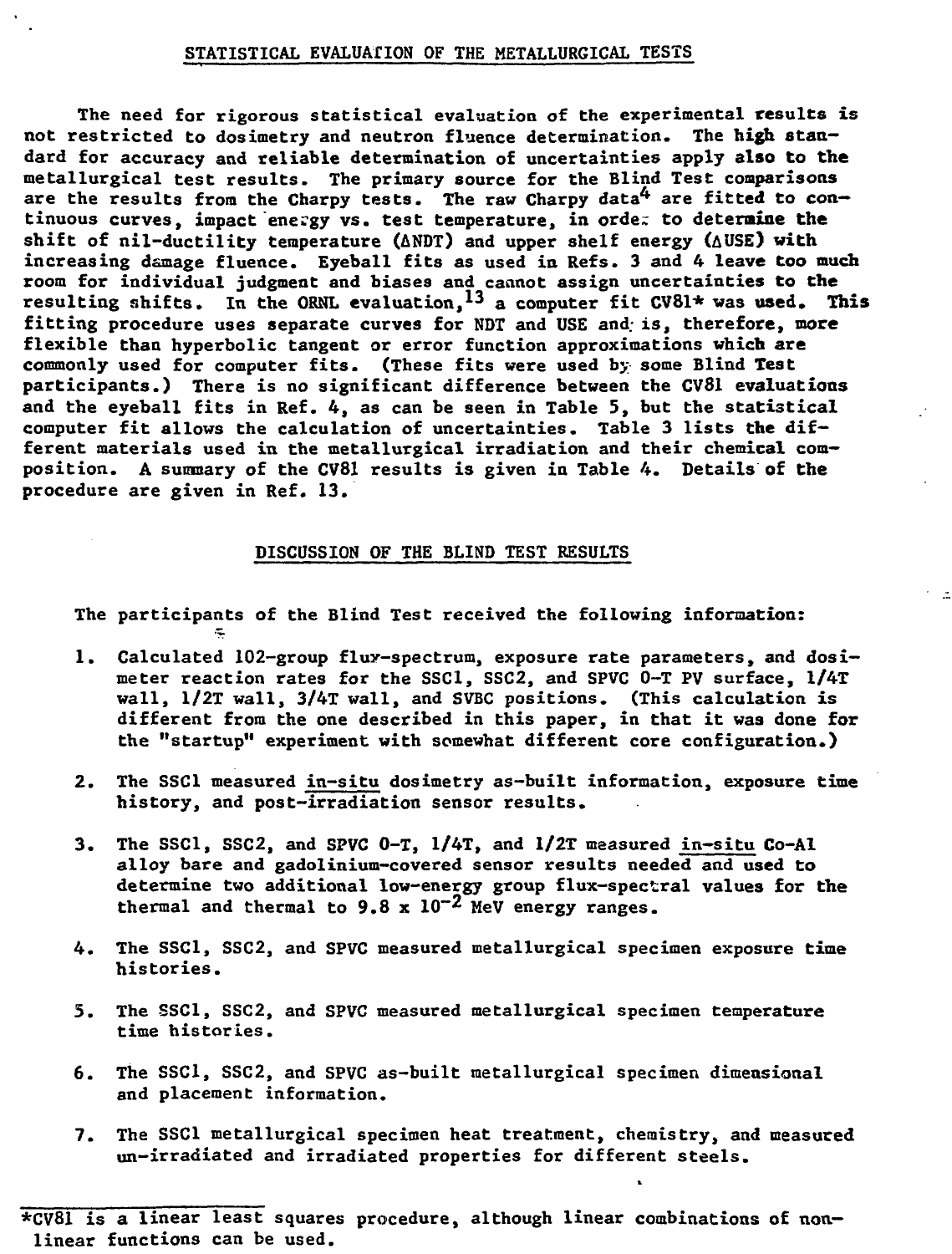## STATISTICAL EVALUATION OF THE METALLURGICAL TESTS

The need for rigorous statistical evaluation of the experimental results is not restricted to dosimetry and neutron fluence determination. The high standard for accuracy and reliable determination of uncertainties apply also to the metallurgical test results. The primary source for the Blind Test comparisons are the results from the Charpy tests. The raw Charpy data[4] are fitted to continuous curves, impact energy vs. test temperature, in order to determine the shift of nil-ductility temperature ($\Delta$NDT) and upper shelf energy ($\Delta$USE) with increasing damage fluence. Eyeball fits as used in Refs. 3 and 4 leave too much room for individual judgment and biases and cannot assign uncertainties to the resulting shifts. In the ORNL evaluation,[13] a computer fit CV81* was used. This fitting procedure uses separate curves for NDT and USE and is, therefore, more flexible than hyperbolic tangent or error function approximations which are commonly used for computer fits. (These fits were used by some Blind Test participants.) There is no significant difference between the CV81 evaluations and the eyeball fits in Ref. 4, as can be seen in Table 5, but the statistical computer fit allows the calculation of uncertainties. Table 3 lists the different materials used in the metallurgical irradiation and their chemical composition. A summary of the CV81 results is given in Table 4. Details of the procedure are given in Ref. 13.

## DISCUSSION OF THE BLIND TEST RESULTS

The participants of the Blind Test received the following information:

1. Calculated 102-group flux-spectrum, exposure rate parameters, and dosimeter reaction rates for the SSC1, SSC2, and SPVC 0-T PV surface, 1/4T wall, 1/2T wall, 3/4T wall, and SVBC positions. (This calculation is different from the one described in this paper, in that it was done for the "startup" experiment with somewhat different core configuration.)

2. The SSC1 measured in-situ dosimetry as-built information, exposure time history, and post-irradiation sensor results.

3. The SSC1, SSC2, and SPVC 0-T, 1/4T, and 1/2T measured in-situ Co-Al alloy bare and gadolinium-covered sensor results needed and used to determine two additional low-energy group flux-spectral values for the thermal and thermal to $9.8 \times 10^{-2}$ MeV energy ranges.

4. The SSC1, SSC2, and SPVC measured metallurgical specimen exposure time histories.

5. The SSC1, SSC2, and SPVC measured metallurgical specimen temperature time histories.

6. The SSC1, SSC2, and SPVC as-built metallurgical specimen dimensional and placement information.

7. The SSC1 metallurgical specimen heat treatment, chemistry, and measured un-irradiated and irradiated properties for different steels.

---

*CV81 is a linear least squares procedure, although linear combinations of non-linear functions can be used.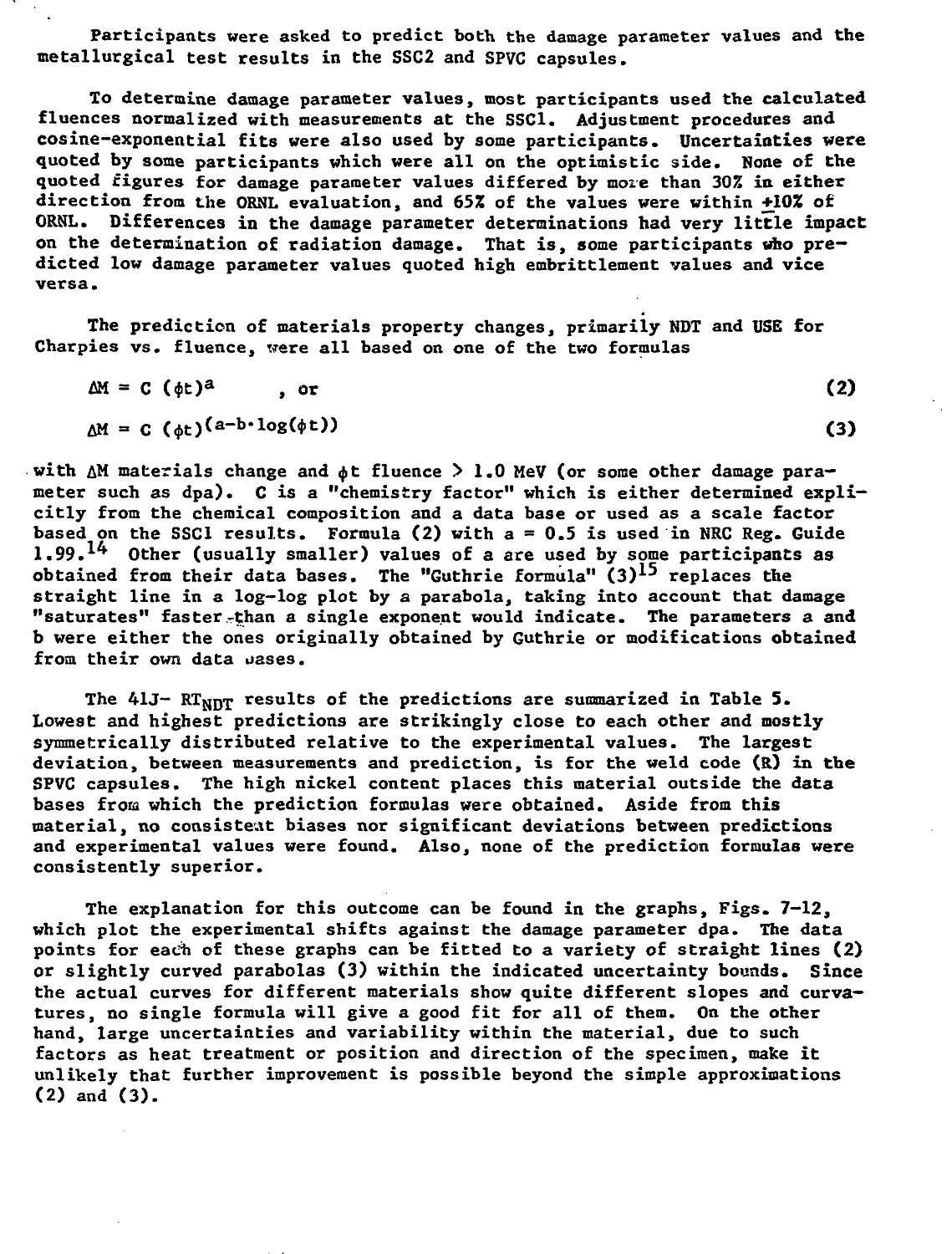Participants were asked to predict both the damage parameter values and the metallurgical test results in the SSC2 and SPVC capsules.

To determine damage parameter values, most participants used the calculated fluences normalized with measurements at the SSC1. Adjustment procedures and cosine-exponential fits were also used by some participants. Uncertainties were quoted by some participants which were all on the optimistic side. None of the quoted figures for damage parameter values differed by more than 30% in either direction from the ORNL evaluation, and 65% of the values were within ±10% of ORNL. Differences in the damage parameter determinations had very little impact on the determination of radiation damage. That is, some participants who predicted low damage parameter values quoted high embrittlement values and vice versa.

The prediction of materials property changes, primarily NDT and USE for Charpies vs. fluence, were all based on one of the two formulas

$$\Delta M = C\,(\phi t)^{a} \quad \text{, or} \tag{2}$$

$$\Delta M = C\,(\phi t)^{(a-b\cdot\log(\phi t))} \tag{3}$$

with $\Delta M$ materials change and $\phi t$ fluence > 1.0 MeV (or some other damage parameter such as dpa). C is a "chemistry factor" which is either determined explicitly from the chemical composition and a data base or used as a scale factor based on the SSC1 results. Formula (2) with a = 0.5 is used in NRC Reg. Guide 1.99.[14] Other (usually smaller) values of a are used by some participants as obtained from their data bases. The "Guthrie formula" (3)[15] replaces the straight line in a log-log plot by a parabola, taking into account that damage "saturates" faster than a single exponent would indicate. The parameters a and b were either the ones originally obtained by Guthrie or modifications obtained from their own data bases.

The 41J- $RT_{NDT}$ results of the predictions are summarized in Table 5. Lowest and highest predictions are strikingly close to each other and mostly symmetrically distributed relative to the experimental values. The largest deviation, between measurements and prediction, is for the weld code (R) in the SPVC capsules. The high nickel content places this material outside the data bases from which the prediction formulas were obtained. Aside from this material, no consistent biases nor significant deviations between predictions and experimental values were found. Also, none of the prediction formulas were consistently superior.

The explanation for this outcome can be found in the graphs, Figs. 7-12, which plot the experimental shifts against the damage parameter dpa. The data points for each of these graphs can be fitted to a variety of straight lines (2) or slightly curved parabolas (3) within the indicated uncertainty bounds. Since the actual curves for different materials show quite different slopes and curvatures, no single formula will give a good fit for all of them. On the other hand, large uncertainties and variability within the material, due to such factors as heat treatment or position and direction of the specimen, make it unlikely that further improvement is possible beyond the simple approximations (2) and (3).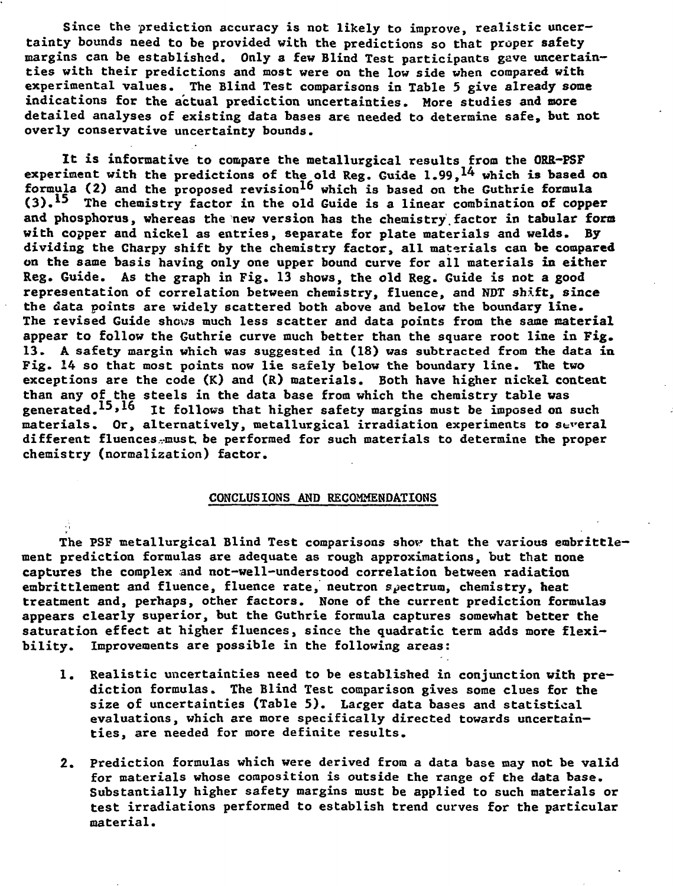Since the prediction accuracy is not likely to improve, realistic uncertainty bounds need to be provided with the predictions so that proper safety margins can be established. Only a few Blind Test participants gave uncertainties with their predictions and most were on the low side when compared with experimental values. The Blind Test comparisons in Table 5 give already some indications for the actual prediction uncertainties. More studies and more detailed analyses of existing data bases are needed to determine safe, but not overly conservative uncertainty bounds.

It is informative to compare the metallurgical results from the ORR-PSF experiment with the predictions of the old Reg. Guide 1.99,[14] which is based on formula (2) and the proposed revision[16] which is based on the Guthrie formula (3).[15] The chemistry factor in the old Guide is a linear combination of copper and phosphorus, whereas the new version has the chemistry factor in tabular form with copper and nickel as entries, separate for plate materials and welds. By dividing the Charpy shift by the chemistry factor, all materials can be compared on the same basis having only one upper bound curve for all materials in either Reg. Guide. As the graph in Fig. 13 shows, the old Reg. Guide is not a good representation of correlation between chemistry, fluence, and NDT shift, since the data points are widely scattered both above and below the boundary line. The revised Guide shows much less scatter and data points from the same material appear to follow the Guthrie curve much better than the square root line in Fig. 13. A safety margin which was suggested in (18) was subtracted from the data in Fig. 14 so that most points now lie safely below the boundary line. The two exceptions are the code (K) and (R) materials. Both have higher nickel content than any of the steels in the data base from which the chemistry table was generated.[15,16] It follows that higher safety margins must be imposed on such materials. Or, alternatively, metallurgical irradiation experiments to several different fluences must be performed for such materials to determine the proper chemistry (normalization) factor.

## CONCLUSIONS AND RECOMMENDATIONS

The PSF metallurgical Blind Test comparisons show that the various embrittlement prediction formulas are adequate as rough approximations, but that none captures the complex and not-well-understood correlation between radiation embrittlement and fluence, fluence rate, neutron spectrum, chemistry, heat treatment and, perhaps, other factors. None of the current prediction formulas appears clearly superior, but the Guthrie formula captures somewhat better the saturation effect at higher fluences, since the quadratic term adds more flexibility. Improvements are possible in the following areas:

1. Realistic uncertainties need to be established in conjunction with prediction formulas. The Blind Test comparison gives some clues for the size of uncertainties (Table 5). Larger data bases and statistical evaluations, which are more specifically directed towards uncertainties, are needed for more definite results.

2. Prediction formulas which were derived from a data base may not be valid for materials whose composition is outside the range of the data base. Substantially higher safety margins must be applied to such materials or test irradiations performed to establish trend curves for the particular material.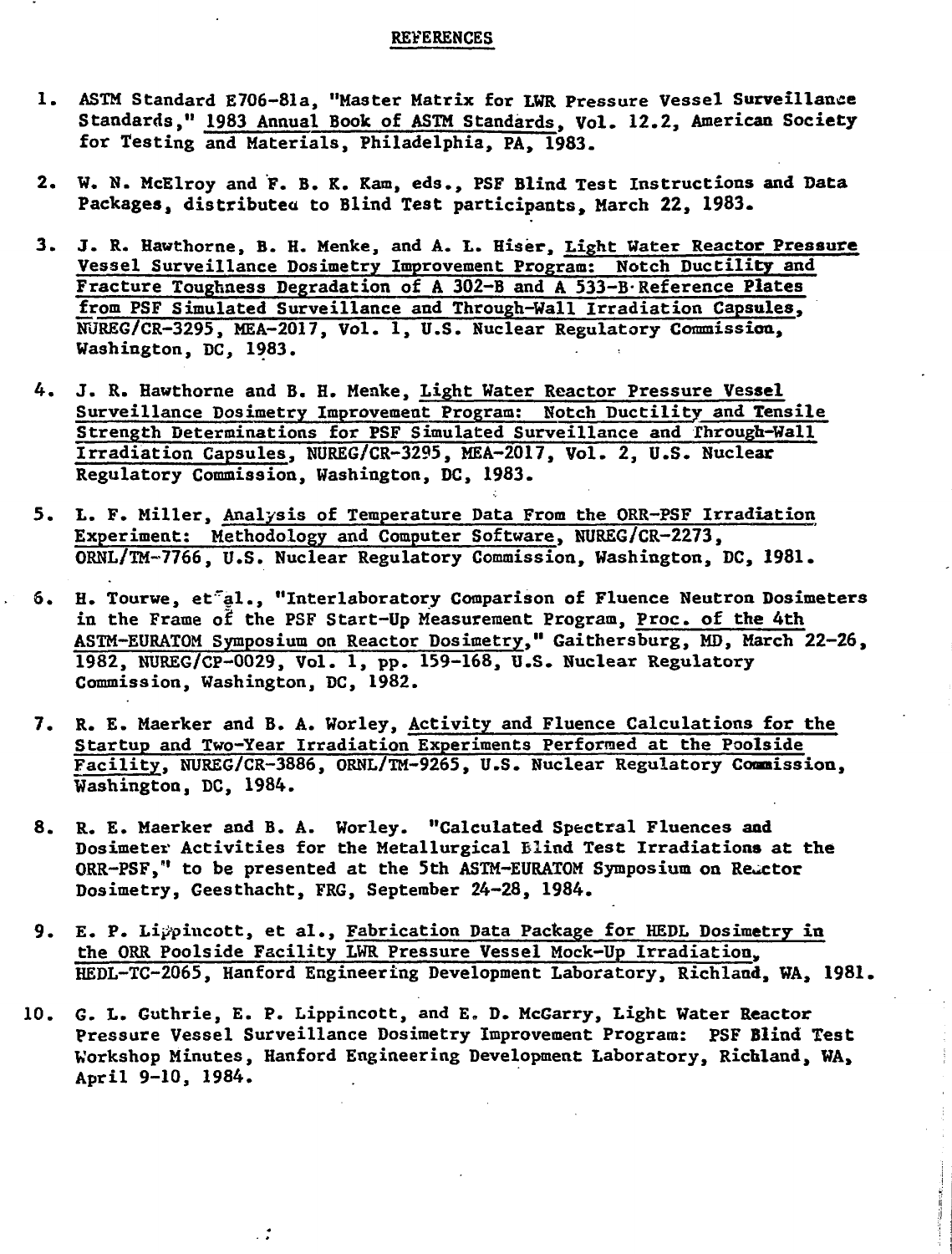# REFERENCES

1. ASTM Standard E706-81a, "Master Matrix for LWR Pressure Vessel Surveillance Standards," 1983 Annual Book of ASTM Standards, Vol. 12.2, American Society for Testing and Materials, Philadelphia, PA, 1983.

2. W. N. McElroy and F. B. K. Kam, eds., PSF Blind Test Instructions and Data Packages, distributed to Blind Test participants, March 22, 1983.

3. J. R. Hawthorne, B. H. Menke, and A. L. Hiser, Light Water Reactor Pressure Vessel Surveillance Dosimetry Improvement Program: Notch Ductility and Fracture Toughness Degradation of A 302-B and A 533-B Reference Plates from PSF Simulated Surveillance and Through-Wall Irradiation Capsules, NUREG/CR-3295, MEA-2017, Vol. 1, U.S. Nuclear Regulatory Commission, Washington, DC, 1983.

4. J. R. Hawthorne and B. H. Menke, Light Water Reactor Pressure Vessel Surveillance Dosimetry Improvement Program: Notch Ductility and Tensile Strength Determinations for PSF Simulated Surveillance and Through-Wall Irradiation Capsules, NUREG/CR-3295, MEA-2017, Vol. 2, U.S. Nuclear Regulatory Commission, Washington, DC, 1983.

5. L. F. Miller, Analysis of Temperature Data From the ORR-PSF Irradiation Experiment: Methodology and Computer Software, NUREG/CR-2273, ORNL/TM-7766, U.S. Nuclear Regulatory Commission, Washington, DC, 1981.

6. H. Tourwe, et al., "Interlaboratory Comparison of Fluence Neutron Dosimeters in the Frame of the PSF Start-Up Measurement Program, Proc. of the 4th ASTM-EURATOM Symposium on Reactor Dosimetry," Gaithersburg, MD, March 22-26, 1982, NUREG/CP-0029, Vol. 1, pp. 159-168, U.S. Nuclear Regulatory Commission, Washington, DC, 1982.

7. R. E. Maerker and B. A. Worley, Activity and Fluence Calculations for the Startup and Two-Year Irradiation Experiments Performed at the Poolside Facility, NUREG/CR-3886, ORNL/TM-9265, U.S. Nuclear Regulatory Commission, Washington, DC, 1984.

8. R. E. Maerker and B. A. Worley. "Calculated Spectral Fluences and Dosimeter Activities for the Metallurgical Blind Test Irradiations at the ORR-PSF," to be presented at the 5th ASTM-EURATOM Symposium on Reactor Dosimetry, Geesthacht, FRG, September 24-28, 1984.

9. E. P. Lippincott, et al., Fabrication Data Package for HEDL Dosimetry in the ORR Poolside Facility LWR Pressure Vessel Mock-Up Irradiation, HEDL-TC-2065, Hanford Engineering Development Laboratory, Richland, WA, 1981.

10. G. L. Guthrie, E. P. Lippincott, and E. D. McGarry, Light Water Reactor Pressure Vessel Surveillance Dosimetry Improvement Program: PSF Blind Test Workshop Minutes, Hanford Engineering Development Laboratory, Richland, WA, April 9-10, 1984.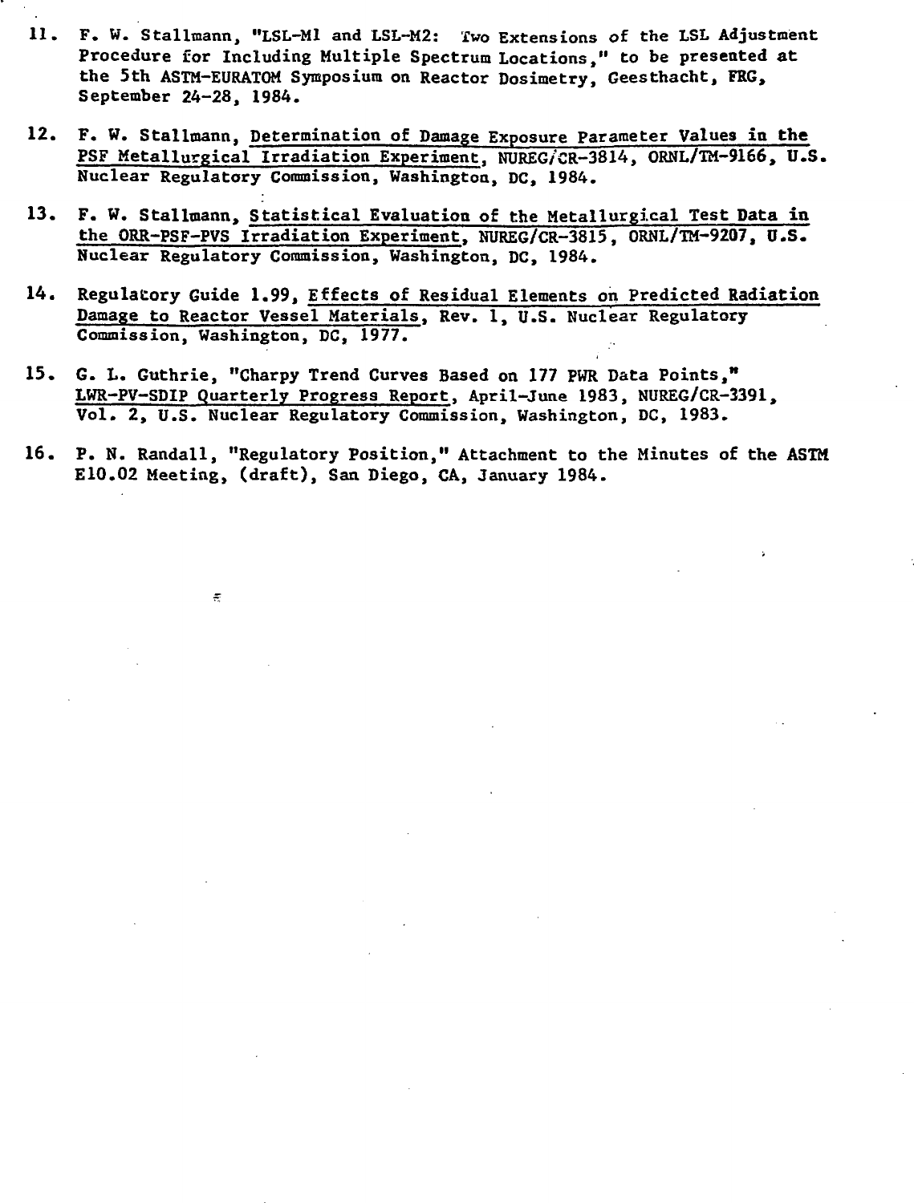11. F. W. Stallmann, "LSL-M1 and LSL-M2: Two Extensions of the LSL Adjustment Procedure for Including Multiple Spectrum Locations," to be presented at the 5th ASTM-EURATOM Symposium on Reactor Dosimetry, Geesthacht, FRG, September 24-28, 1984.

12. F. W. Stallmann, Determination of Damage Exposure Parameter Values in the PSF Metallurgical Irradiation Experiment, NUREG/CR-3814, ORNL/TM-9166, U.S. Nuclear Regulatory Commission, Washington, DC, 1984.

13. F. W. Stallmann, Statistical Evaluation of the Metallurgical Test Data in the ORR-PSF-PVS Irradiation Experiment, NUREG/CR-3815, ORNL/TM-9207, U.S. Nuclear Regulatory Commission, Washington, DC, 1984.

14. Regulatory Guide 1.99, Effects of Residual Elements on Predicted Radiation Damage to Reactor Vessel Materials, Rev. 1, U.S. Nuclear Regulatory Commission, Washington, DC, 1977.

15. G. L. Guthrie, "Charpy Trend Curves Based on 177 PWR Data Points," LWR-PV-SDIP Quarterly Progress Report, April-June 1983, NUREG/CR-3391, Vol. 2, U.S. Nuclear Regulatory Commission, Washington, DC, 1983.

16. P. N. Randall, "Regulatory Position," Attachment to the Minutes of the ASTM E10.02 Meeting, (draft), San Diego, CA, January 1984.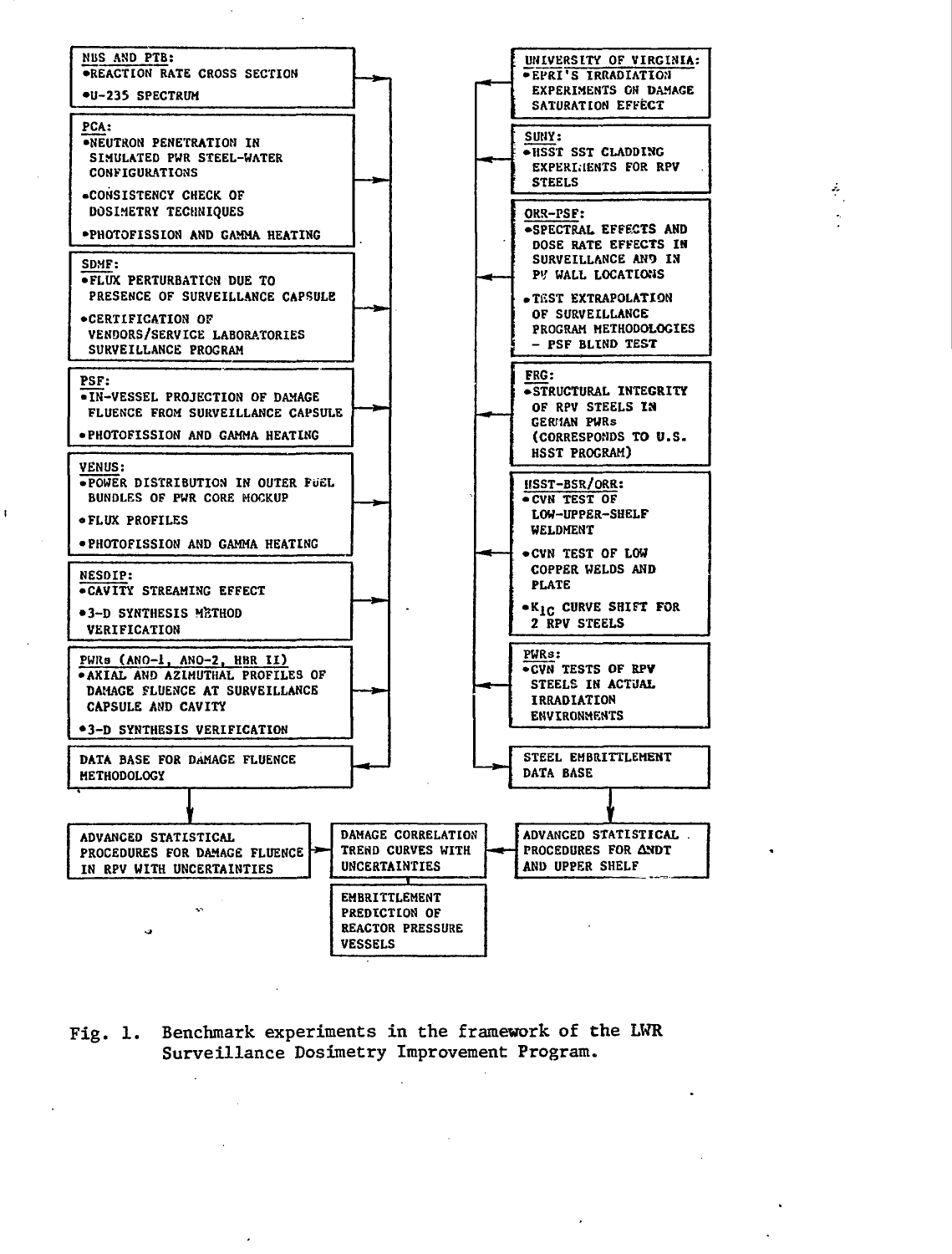**NBS AND PTB:**
- REACTION RATE CROSS SECTION
- U-235 SPECTRUM

**PCA:**
- NEUTRON PENETRATION IN SIMULATED PWR STEEL-WATER CONFIGURATIONS
- CONSISTENCY CHECK OF DOSIMETRY TECHNIQUES
- PHOTOFISSION AND GAMMA HEATING

**SDMF:**
- FLUX PERTURBATION DUE TO PRESENCE OF SURVEILLANCE CAPSULE
- CERTIFICATION OF VENDORS/SERVICE LABORATORIES SURVEILLANCE PROGRAM

**PSF:**
- IN-VESSEL PROJECTION OF DAMAGE FLUENCE FROM SURVEILLANCE CAPSULE
- PHOTOFISSION AND GAMMA HEATING

**VENUS:**
- POWER DISTRIBUTION IN OUTER FUEL BUNDLES OF PWR CORE MOCKUP
- FLUX PROFILES
- PHOTOFISSION AND GAMMA HEATING

**NESDIP:**
- CAVITY STREAMING EFFECT
- 3-D SYNTHESIS METHOD VERIFICATION

**PWRs (ANO-1, ANO-2, HBR II)**
- AXIAL AND AZIMUTHAL PROFILES OF DAMAGE FLUENCE AT SURVEILLANCE CAPSULE AND CAVITY
- 3-D SYNTHESIS VERIFICATION

→ DATA BASE FOR DAMAGE FLUENCE METHODOLOGY

→ ADVANCED STATISTICAL PROCEDURES FOR DAMAGE FLUENCE IN RPV WITH UNCERTAINTIES

**UNIVERSITY OF VIRGINIA:**
- EPRI'S IRRADIATION EXPERIMENTS ON DAMAGE SATURATION EFFECT

**SUNY:**
- HSST SST CLADDING EXPERIMENTS FOR RPV STEELS

**ORR-PSF:**
- SPECTRAL EFFECTS AND DOSE RATE EFFECTS IN SURVEILLANCE AND IN PV WALL LOCATIONS
- TEST EXTRAPOLATION OF SURVEILLANCE PROGRAM METHODOLOGIES – PSF BLIND TEST

**FRG:**
- STRUCTURAL INTEGRITY OF RPV STEELS IN GERMAN PWRs (CORRESPONDS TO U.S. HSST PROGRAM)

**HSST-BSR/ORR:**
- CVN TEST OF LOW-UPPER-SHELF WELDMENT
- CVN TEST OF LOW COPPER WELDS AND PLATE
- $K_{IC}$ CURVE SHIFT FOR 2 RPV STEELS

**PWRs:**
- CVN TESTS OF RPV STEELS IN ACTUAL IRRADIATION ENVIRONMENTS

→ STEEL EMBRITTLEMENT DATA BASE

→ ADVANCED STATISTICAL PROCEDURES FOR $\Delta$NDT AND UPPER SHELF

→ DAMAGE CORRELATION TREND CURVES WITH UNCERTAINTIES

→ EMBRITTLEMENT PREDICTION OF REACTOR PRESSURE VESSELS

Fig. 1. Benchmark experiments in the framework of the LWR Surveillance Dosimetry Improvement Program.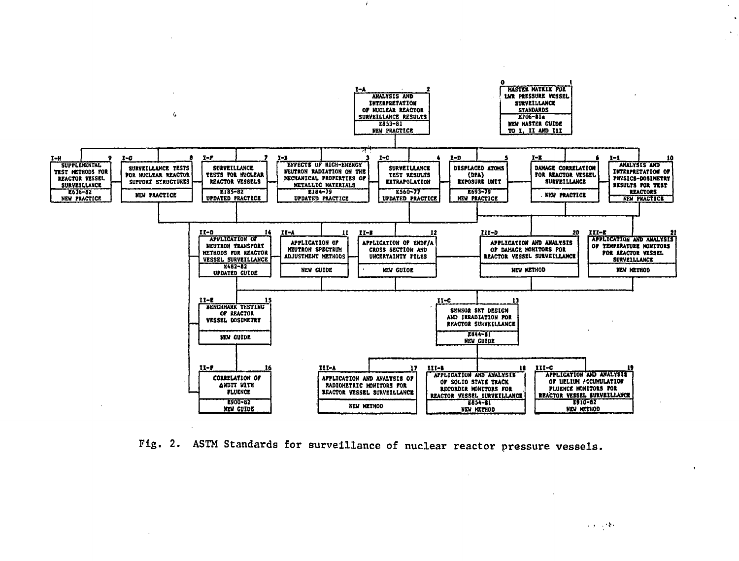| Designation | No. | Title | Standard | Status |
|---|---|---|---|---|
| 0 | 1 | MASTER MATRIX FOR LWR PRESSURE VESSEL SURVEILLANCE STANDARDS | E706-81a | NEW MASTER GUIDE TO I, II AND III |
| I-A | 2 | ANALYSIS AND INTERPRETATION OF NUCLEAR REACTOR SURVEILLANCE RESULTS | E853-81 | NEW PRACTICE |
| I-B | 3 | EFFECTS OF HIGH-ENERGY NEUTRON RADIATION ON THE MECHANICAL PROPERTIES OF METALLIC MATERIALS | E184-79 | UPDATED PRACTICE |
| I-C | 4 | SURVEILLANCE TEST RESULTS EXTRAPOLATION | E560-77 | UPDATED PRACTICE |
| I-D | 5 | DISPLACED ATOMS (DPA) EXPOSURE UNIT | E693-79 | NEW PRACTICE |
| I-E | 6 | DAMAGE CORRELATION FOR REACTOR VESSEL SURVEILLANCE | | NEW PRACTICE |
| I-F | 7 | SURVEILLANCE TESTS FOR NUCLEAR REACTOR VESSELS | E185-82 | UPDATED PRACTICE |
| I-G | 8 | SURVEILLANCE TESTS FOR NUCLEAR REACTOR SUPPORT STRUCTURES | | NEW PRACTICE |
| I-H | 9 | SUPPLEMENTAL TEST METHODS FOR REACTOR VESSEL SURVEILLANCE | E636-82 | NEW PRACTICE |
| I-I | 10 | ANALYSIS AND INTERPRETATION OF PHYSICS-DOSIMETRY RESULTS FOR TEST REACTORS | | NEW PRACTICE |
| II-A | 11 | APPLICATION OF NEUTRON SPECTRUM ADJUSTMENT METHODS | | NEW GUIDE |
| II-B | 12 | APPLICATION OF ENDF/A CROSS SECTION AND UNCERTAINTY FILES | | NEW GUIDE |
| II-C | 13 | SENSOR SET DESIGN AND IRRADIATION FOR REACTOR SURVEILLANCE | E844-81 | NEW GUIDE |
| II-D | 14 | APPLICATION OF NEUTRON TRANSPORT METHODS FOR REACTOR VESSEL SURVEILLANCE | E482-82 | UPDATED GUIDE |
| II-E | 15 | BENCHMARK TESTING OF REACTOR VESSEL DOSIMETRY | | NEW GUIDE |
| II-F | 16 | CORRELATION OF ΔNDTT WITH FLUENCE | E900-82 | NEW GUIDE |
| III-A | 17 | APPLICATION AND ANALYSIS OF RADIOMETRIC MONITORS FOR REACTOR VESSEL SURVEILLANCE | | NEW METHOD |
| III-B | 18 | APPLICATION AND ANALYSIS OF SOLID STATE TRACK RECORDER MONITORS FOR REACTOR VESSEL SURVEILLANCE | E854-81 | NEW METHOD |
| III-C | 19 | APPLICATION AND ANALYSIS OF HELIUM ACCUMULATION FLUENCE MONITORS FOR REACTOR VESSEL SURVEILLANCE | E910-82 | NEW METHOD |
| III-D | 20 | APPLICATION AND ANALYSIS OF DAMAGE MONITORS FOR REACTOR VESSEL SURVEILLANCE | | NEW METHOD |
| III-E | 21 | APPLICATION AND ANALYSIS OF TEMPERATURE MONITORS FOR REACTOR VESSEL SURVEILLANCE | | NEW METHOD |

Fig. 2. ASTM Standards for surveillance of nuclear reactor pressure vessels.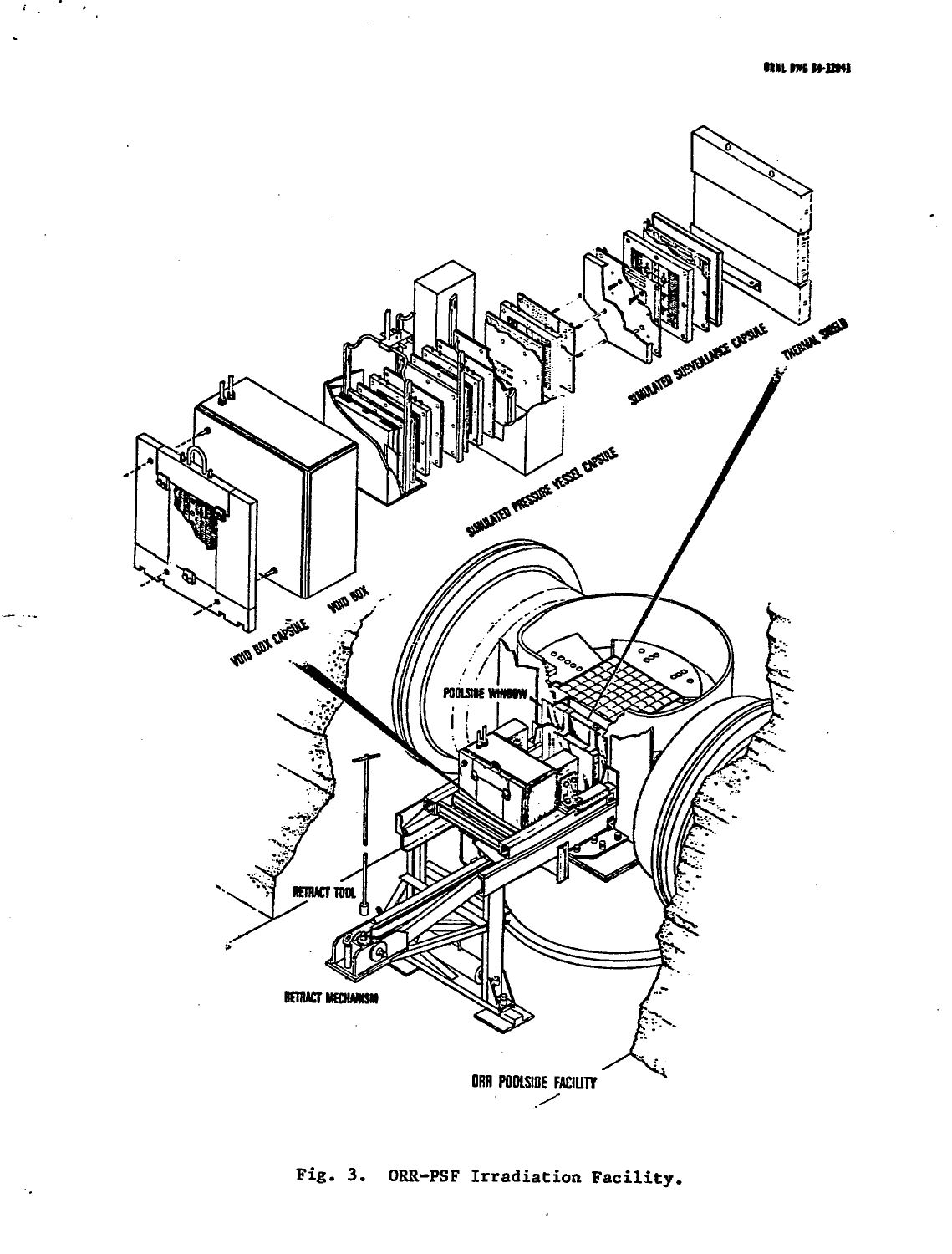Fig. 3. ORR-PSF Irradiation Facility.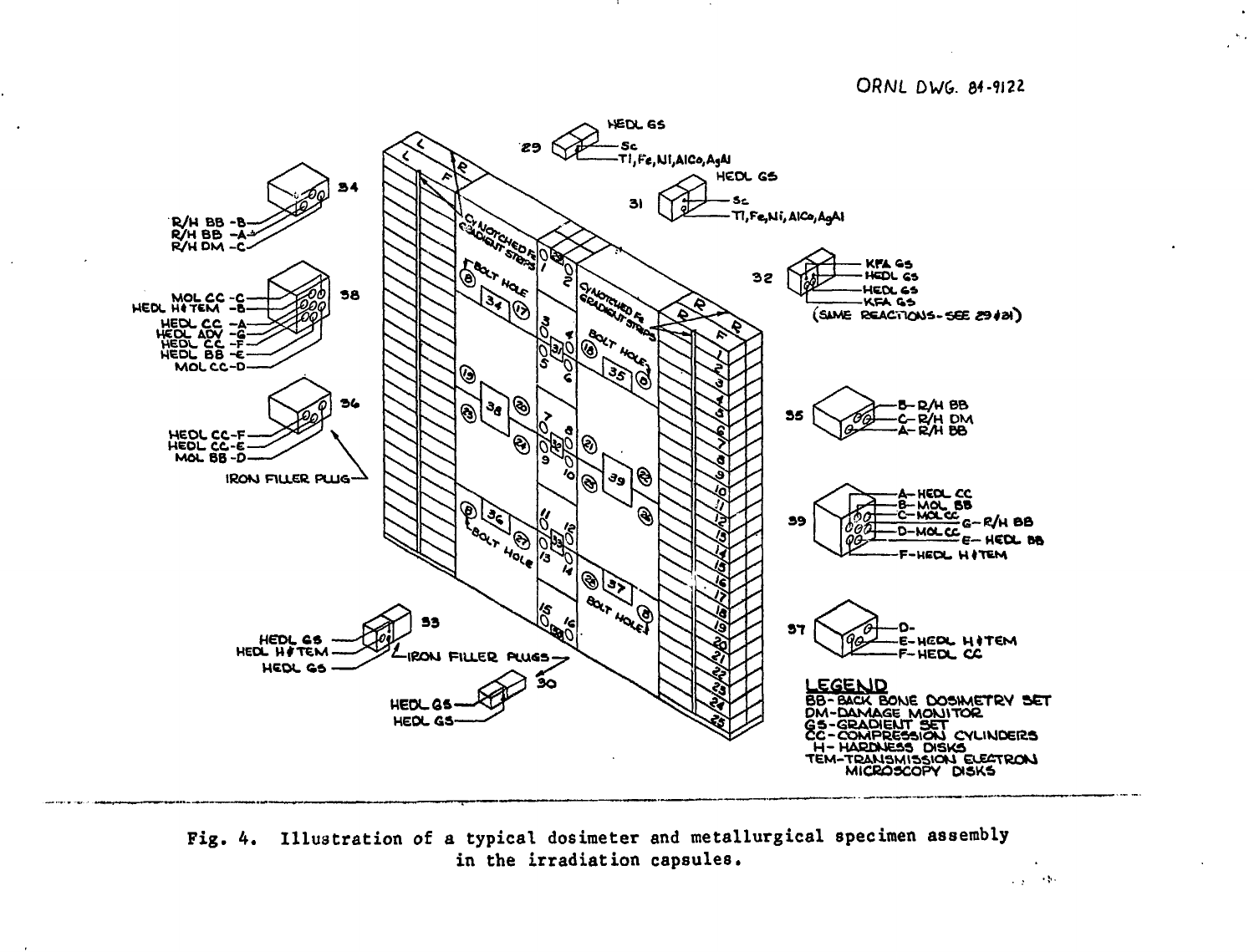ORNL DWG. 84-9122

Fig. 4. Illustration of a typical dosimeter and metallurgical specimen assembly in the irradiation capsules.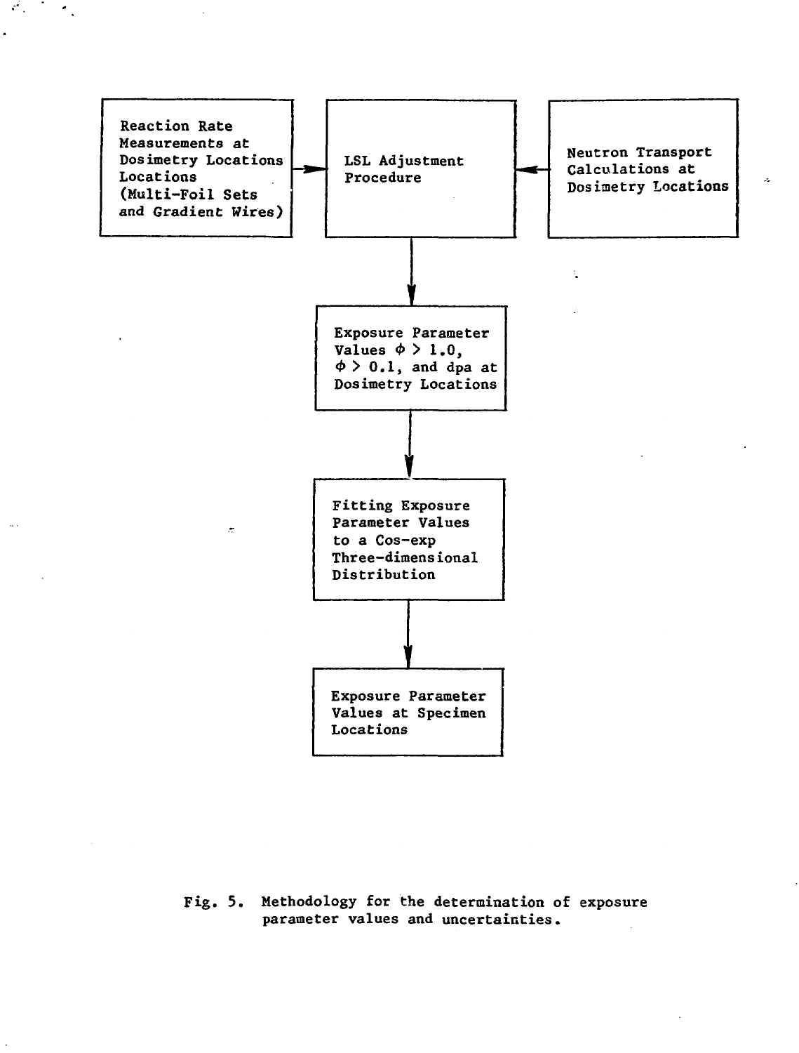Reaction Rate Measurements at Dosimetry Locations Locations (Multi-Foil Sets and Gradient Wires)

LSL Adjustment Procedure

Neutron Transport Calculations at Dosimetry Locations

Exposure Parameter Values $\phi > 1.0$, $\phi > 0.1$, and dpa at Dosimetry Locations

Fitting Exposure Parameter Values to a Cos-exp Three-dimensional Distribution

Exposure Parameter Values at Specimen Locations

Fig. 5. Methodology for the determination of exposure parameter values and uncertainties.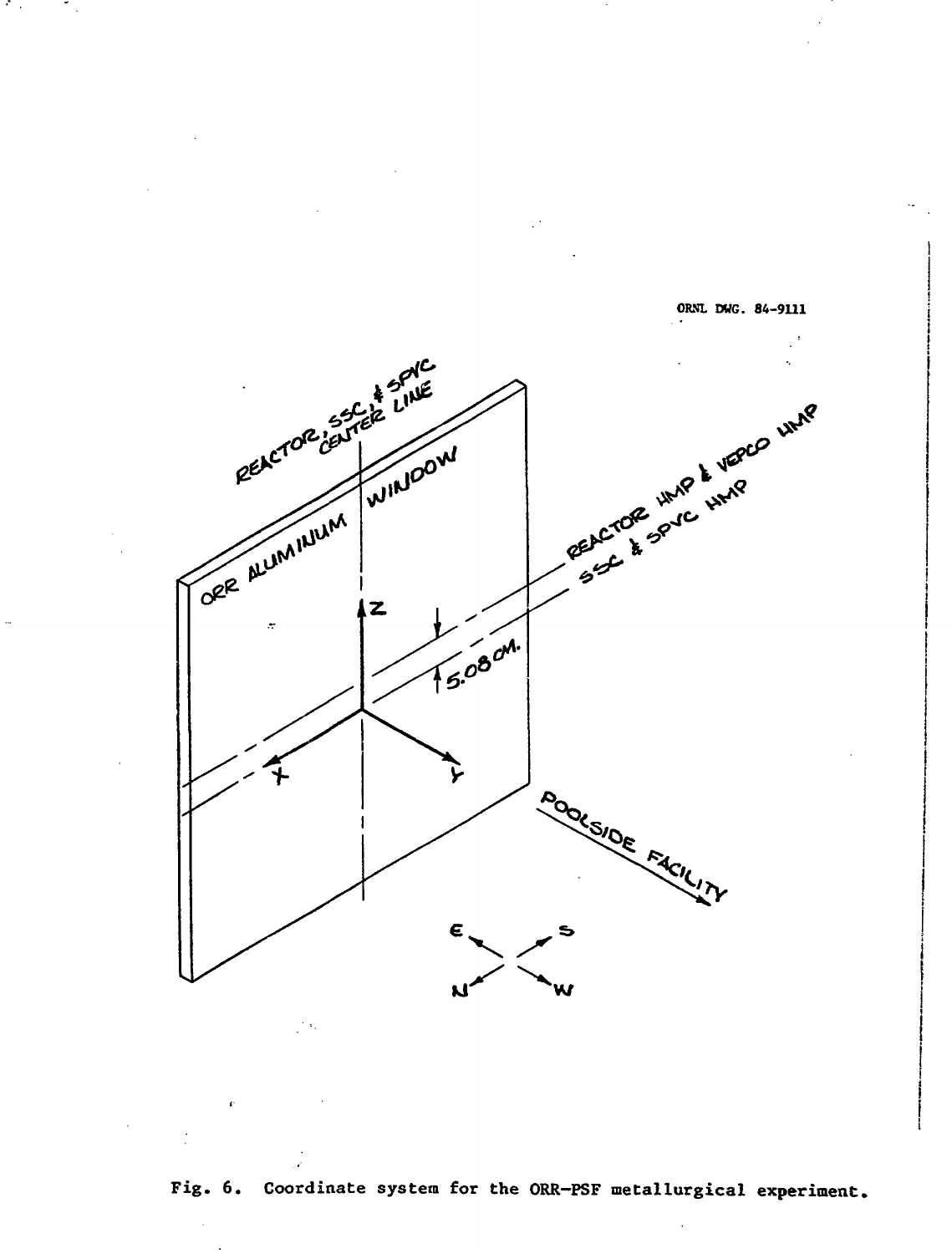ORNL DWG. 84-9111

REACTOR, SSC, & SPVC CENTER LINE

ORR ALUMINUM WINDOW

REACTOR HMP & VEPCO HMP

SSC & SPVC HMP

Z

5.08 CM.

X

Y

POOLSIDE FACILITY

E S N W

Fig. 6. Coordinate system for the ORR-PSF metallurgical experiment.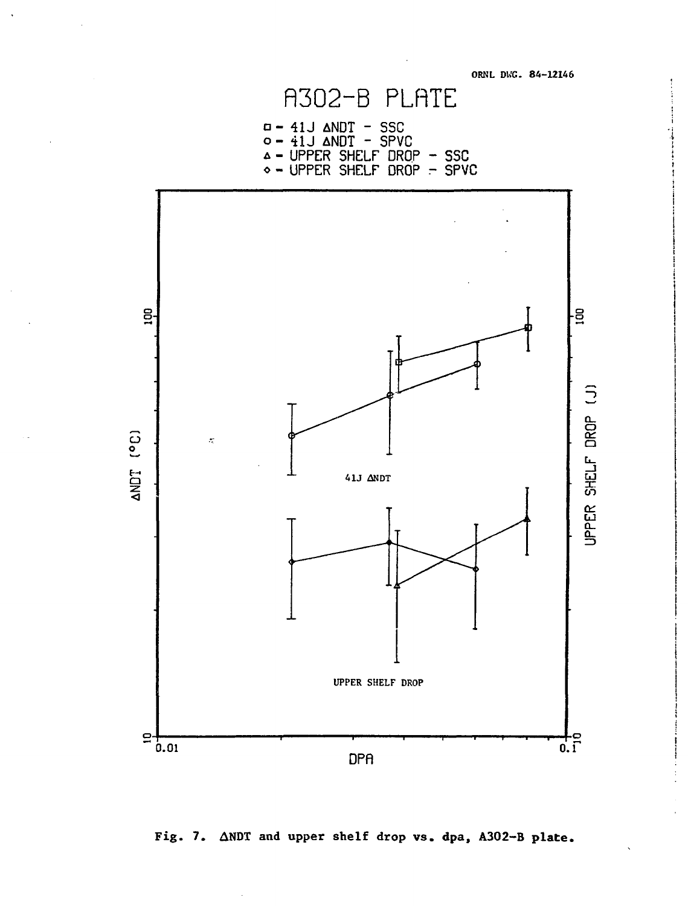ORNL DWG. 84-12146

A302-B PLATE

□ - 41J ΔNDT - SSC
○ - 41J ΔNDT - SPVC
△ - UPPER SHELF DROP - SSC
◇ - UPPER SHELF DROP - SPVC

ΔNDT (°C)

UPPER SHELF DROP (J)

41J ΔNDT

UPPER SHELF DROP

10 100

0.01 0.1

DPA

Fig. 7. ΔNDT and upper shelf drop vs. dpa, A302-B plate.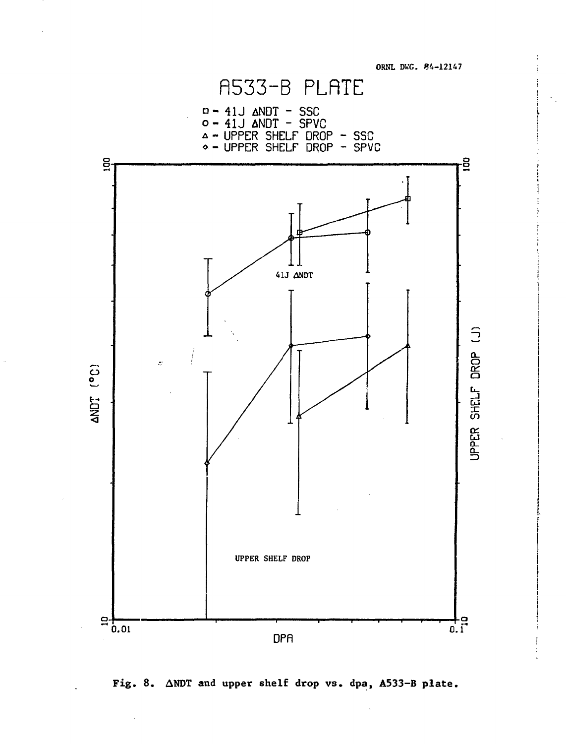ORNL DWG. 84-12147

Fig. 8. ΔNDT and upper shelf drop vs. dpa, A533-B plate.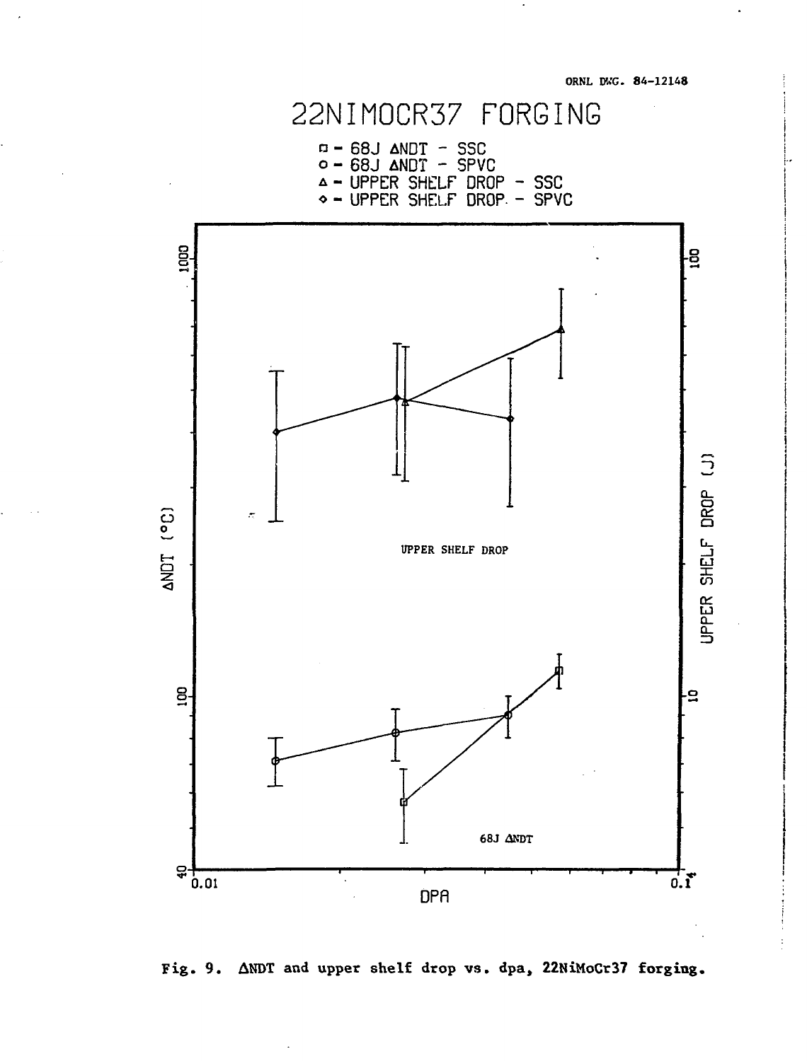ORNL DWG. 84-12148

22NIMOCR37 FORGING

□ – 68J ΔNDT – SSC
○ – 68J ΔNDT – SPVC
△ – UPPER SHELF DROP – SSC
◇ – UPPER SHELF DROP – SPVC

ΔNDT (°C)

UPPER SHELF DROP (J)

UPPER SHELF DROP

68J ΔNDT

DPA

Fig. 9. ΔNDT and upper shelf drop vs. dpa, 22NiMoCr37 forging.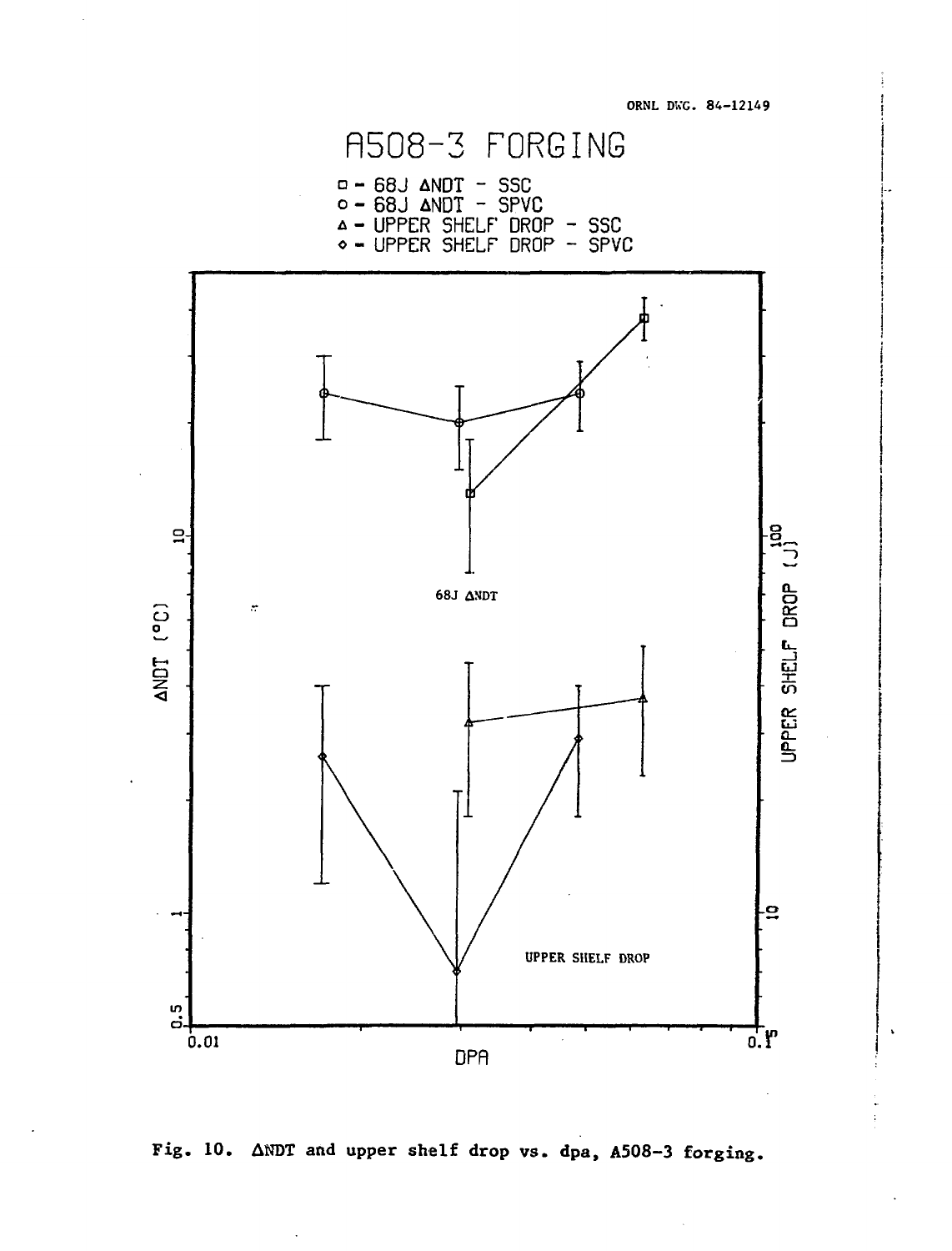ORNL DWG. 84-12149

Fig. 10. ΔNDT and upper shelf drop vs. dpa, A508-3 forging.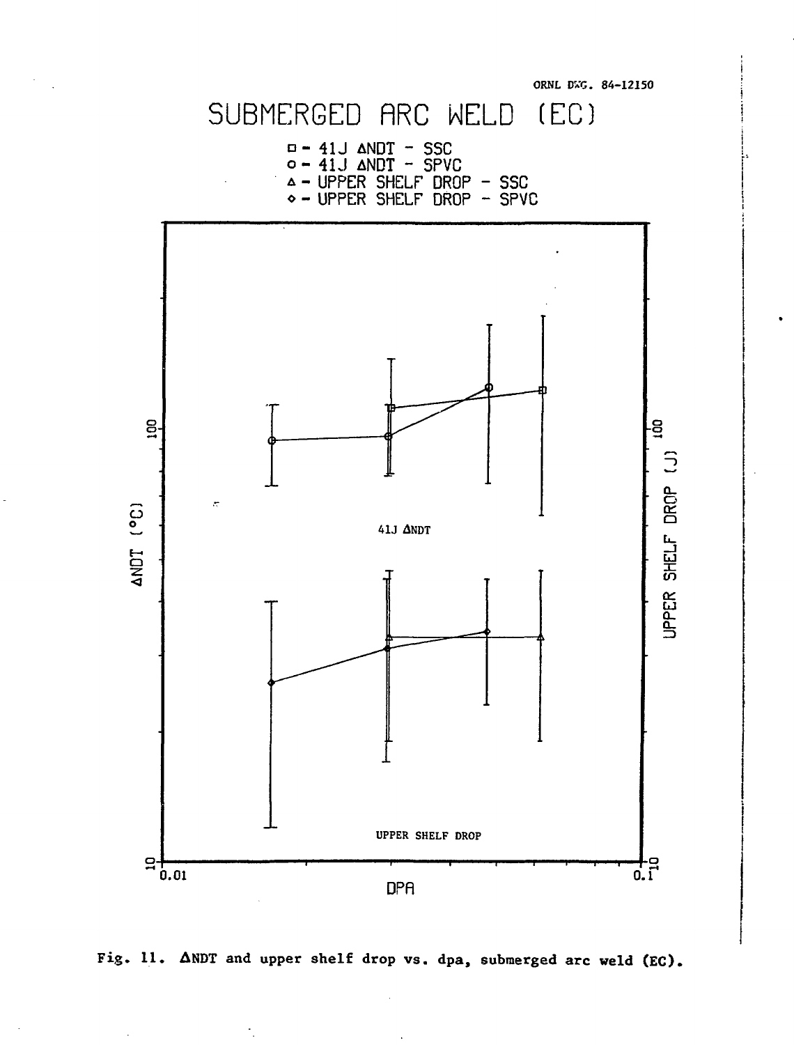ORNL DWG. 84-12150

# SUBMERGED ARC WELD (EC)

□ – 41J ΔNDT – SSC
○ – 41J ΔNDT – SPVC
△ – UPPER SHELF DROP – SSC
◇ – UPPER SHELF DROP – SPVC

41J ΔNDT

UPPER SHELF DROP

ΔNDT (°C)

UPPER SHELF DROP (J)

DPA

0.01

0.10

10

100

Fig. 11. ΔNDT and upper shelf drop vs. dpa, submerged arc weld (EC).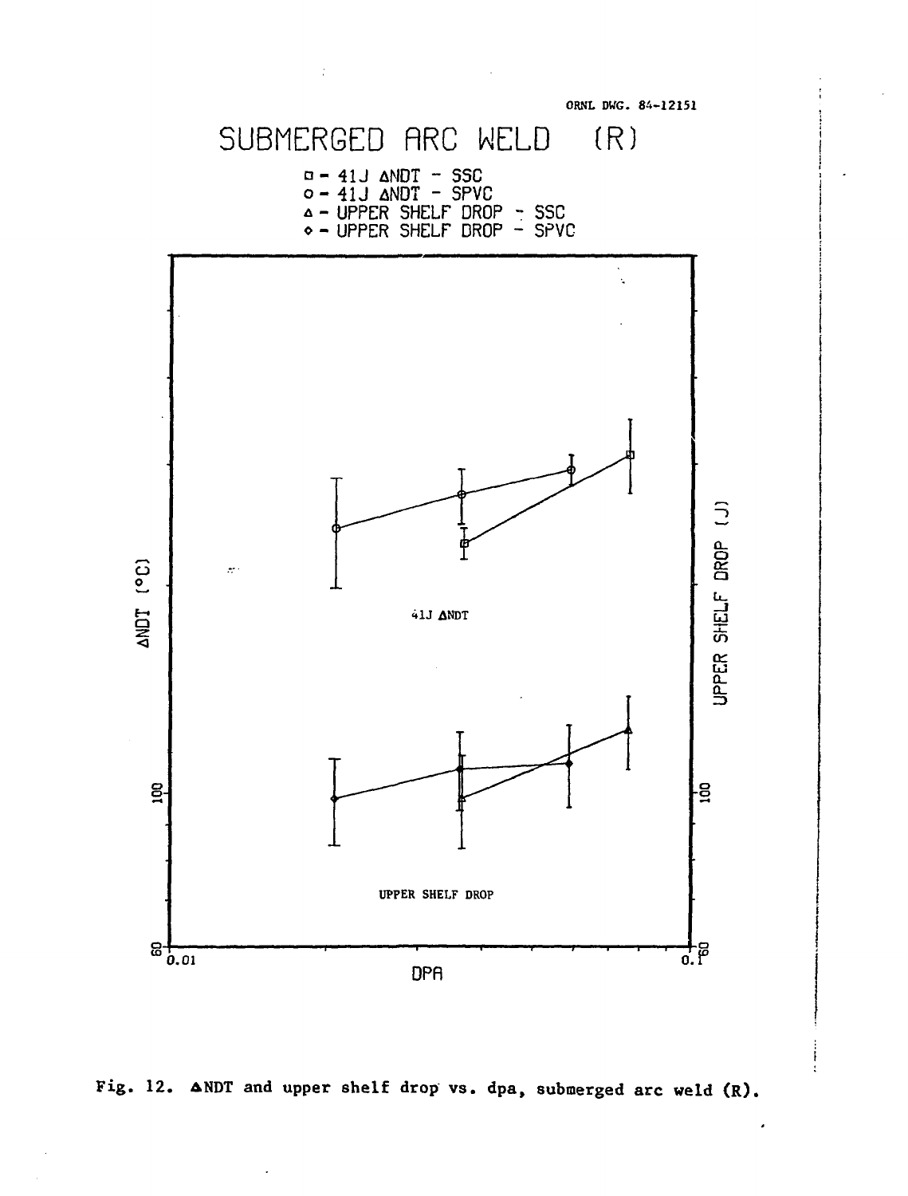ORNL DWG. 84-12151

SUBMERGED ARC WELD (R)

□ - 41J ΔNDT - SSC
○ - 41J ΔNDT - SPVC
△ - UPPER SHELF DROP - SSC
◇ - UPPER SHELF DROP - SPVC

ΔNDT (°C)

UPPER SHELF DROP (J)

41J ΔNDT

UPPER SHELF DROP

100

60

DPA

0.01

0.1

Fig. 12. ΔNDT and upper shelf drop vs. dpa, submerged arc weld (R).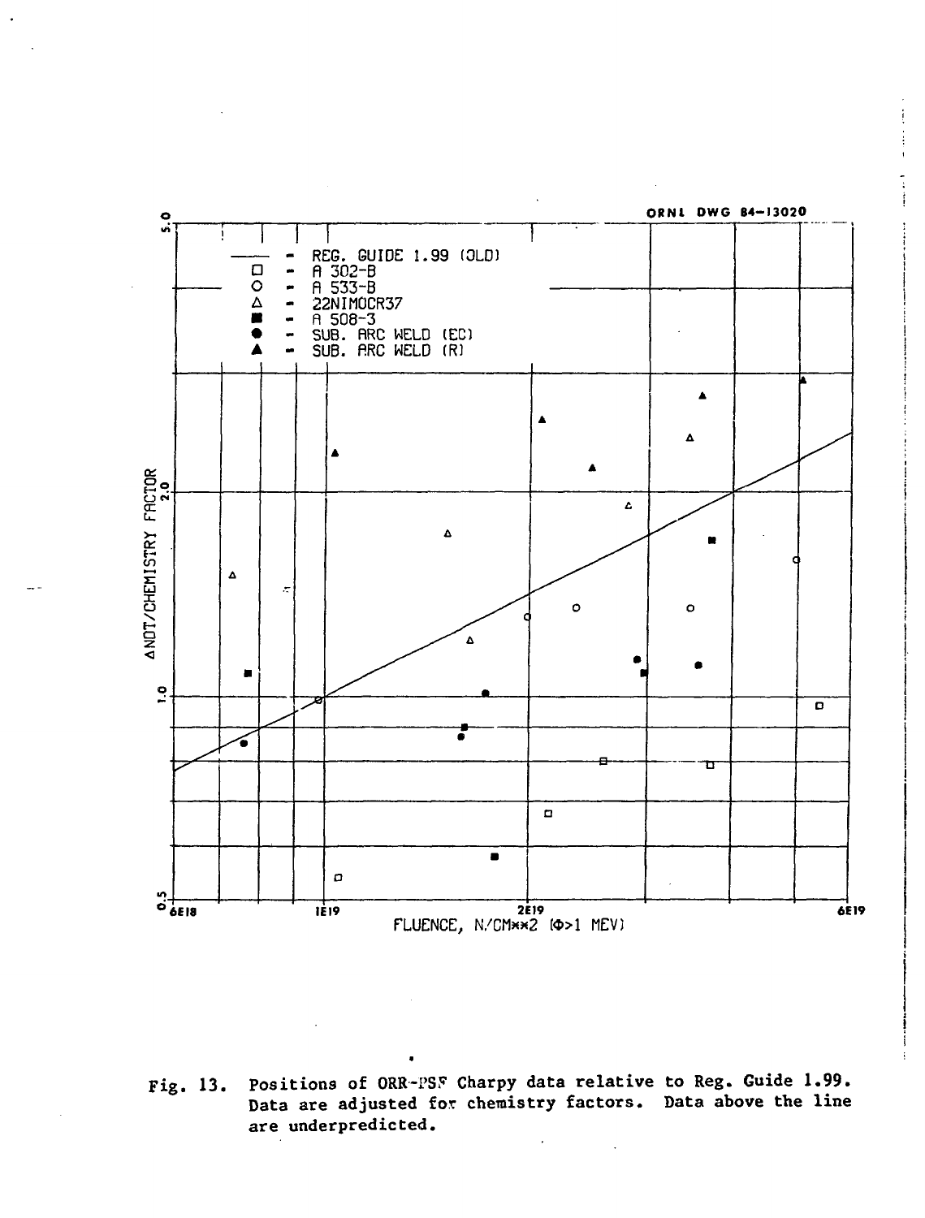ORNL DWG 84-13020

| Symbol | Material |
|---|---|
| —— | REG. GUIDE 1.99 (OLD) |
| □ | A 302-B |
| ○ | A 533-B |
| △ | 22NIMOCR37 |
| ■ | A 508-3 |
| ● | SUB. ARC WELD (EC) |
| ▲ | SUB. ARC WELD (R) |

ΔNDT/CHEMISTRY FACTOR

FLUENCE, N/CM**2 (Φ>1 MEV)

Fig. 13. Positions of ORR-PSF Charpy data relative to Reg. Guide 1.99. Data are adjusted for chemistry factors. Data above the line are underpredicted.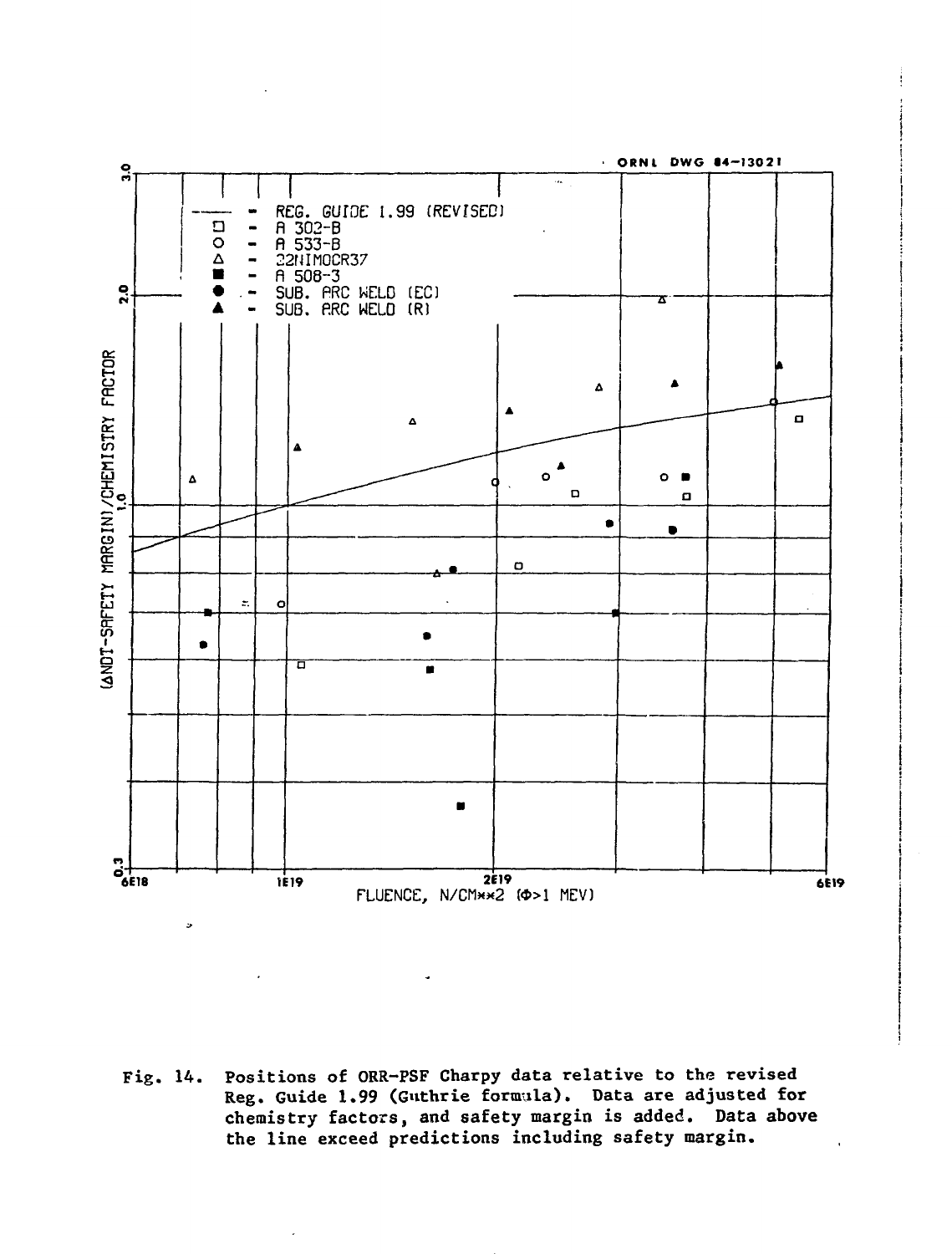ORNL DWG 84-13021

(ΔNDT-SAFETY MARGIN)/CHEMISTRY FACTOR

— REG. GUIDE 1.99 (REVISED)
□ - A 302-B
○ - A 533-B
△ - 22NIMOCR37
■ - A 508-3
● - SUB. ARC WELD (EC)
▲ - SUB. ARC WELD (R)

FLUENCE, N/CM**2 (Φ>1 MEV)

Fig. 14. Positions of ORR-PSF Charpy data relative to the revised Reg. Guide 1.99 (Guthrie formula). Data are adjusted for chemistry factors, and safety margin is added. Data above the line exceed predictions including safety margin.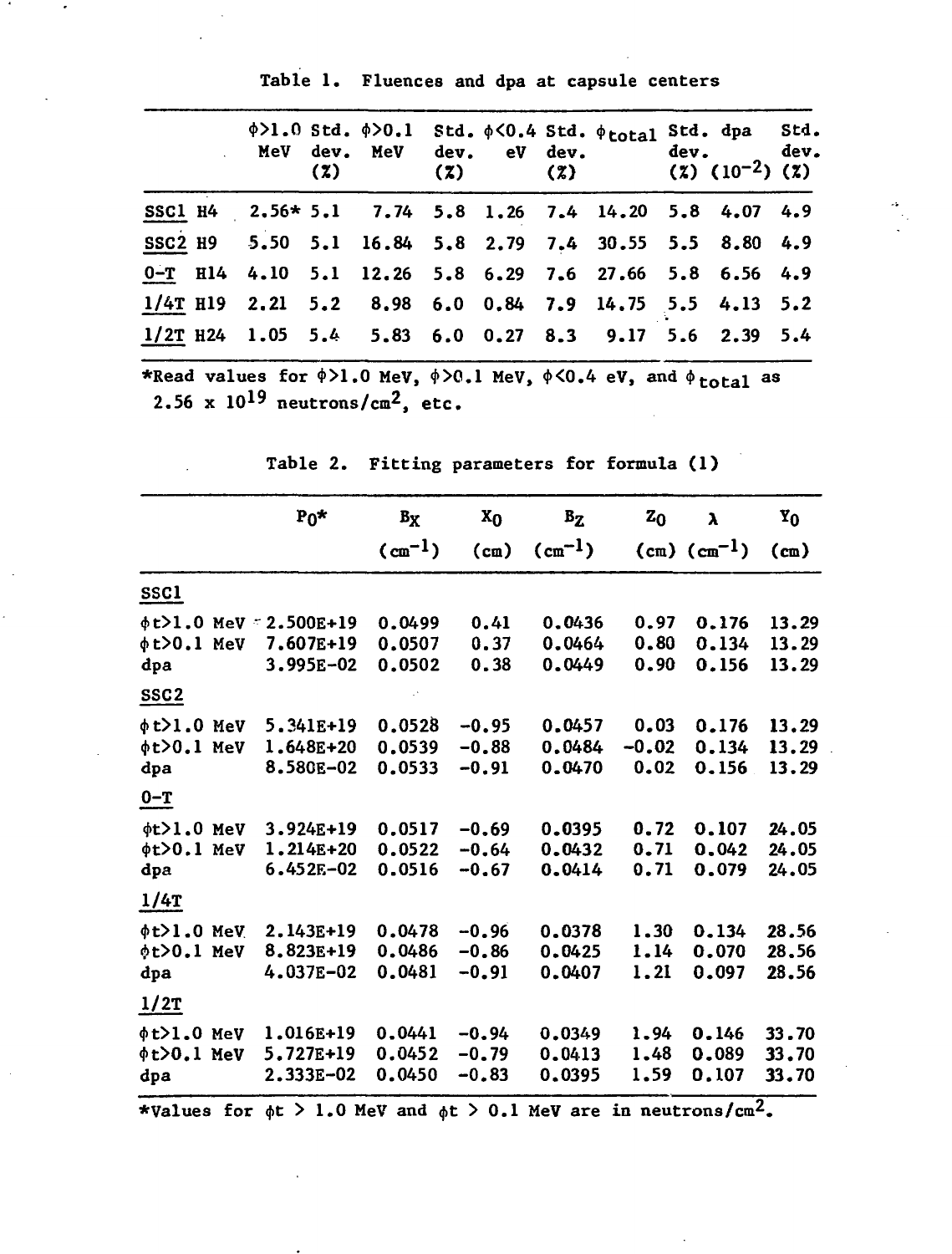Table 1. Fluences and dpa at capsule centers

| | $\phi$>1.0 MeV | Std. dev. (%) | $\phi$>0.1 MeV | Std. dev. (%) | $\phi$<0.4 eV | Std. dev. (%) | $\phi_{total}$ | Std. dev. (%) | dpa ($10^{-2}$) | Std. dev. (%) |
|---|---|---|---|---|---|---|---|---|---|---|
| SSC1 H4 | 2.56* | 5.1 | 7.74 | 5.8 | 1.26 | 7.4 | 14.20 | 5.8 | 4.07 | 4.9 |
| SSC2 H9 | 5.50 | 5.1 | 16.84 | 5.8 | 2.79 | 7.4 | 30.55 | 5.5 | 8.80 | 4.9 |
| 0-T H14 | 4.10 | 5.1 | 12.26 | 5.8 | 6.29 | 7.6 | 27.66 | 5.8 | 6.56 | 4.9 |
| 1/4T H19 | 2.21 | 5.2 | 8.98 | 6.0 | 0.84 | 7.9 | 14.75 | 5.5 | 4.13 | 5.2 |
| 1/2T H24 | 1.05 | 5.4 | 5.83 | 6.0 | 0.27 | 8.3 | 9.17 | 5.6 | 2.39 | 5.4 |

*Read values for $\phi$>1.0 MeV, $\phi$>0.1 MeV, $\phi$<0.4 eV, and $\phi_{total}$ as $2.56 \times 10^{19}$ neutrons/cm$^2$, etc.

Table 2. Fitting parameters for formula (1)

| | $P_0$* | $B_X$ (cm$^{-1}$) | $X_0$ (cm) | $B_Z$ (cm$^{-1}$) | $Z_0$ (cm) | $\lambda$ (cm$^{-1}$) | $Y_0$ (cm) |
|---|---|---|---|---|---|---|---|
| **SSC1** | | | | | | | |
| $\phi$t>1.0 MeV | 2.500E+19 | 0.0499 | 0.41 | 0.0436 | 0.97 | 0.176 | 13.29 |
| $\phi$t>0.1 MeV | 7.607E+19 | 0.0507 | 0.37 | 0.0464 | 0.80 | 0.134 | 13.29 |
| dpa | 3.995E-02 | 0.0502 | 0.38 | 0.0449 | 0.90 | 0.156 | 13.29 |
| **SSC2** | | | | | | | |
| $\phi$t>1.0 MeV | 5.341E+19 | 0.0528 | -0.95 | 0.0457 | 0.03 | 0.176 | 13.29 |
| $\phi$t>0.1 MeV | 1.648E+20 | 0.0539 | -0.88 | 0.0484 | -0.02 | 0.134 | 13.29 |
| dpa | 8.580E-02 | 0.0533 | -0.91 | 0.0470 | 0.02 | 0.156 | 13.29 |
| **0-T** | | | | | | | |
| $\phi$t>1.0 MeV | 3.924E+19 | 0.0517 | -0.69 | 0.0395 | 0.72 | 0.107 | 24.05 |
| $\phi$t>0.1 MeV | 1.214E+20 | 0.0522 | -0.64 | 0.0432 | 0.71 | 0.042 | 24.05 |
| dpa | 6.452E-02 | 0.0516 | -0.67 | 0.0414 | 0.71 | 0.079 | 24.05 |
| **1/4T** | | | | | | | |
| $\phi$t>1.0 MeV | 2.143E+19 | 0.0478 | -0.96 | 0.0378 | 1.30 | 0.134 | 28.56 |
| $\phi$t>0.1 MeV | 8.823E+19 | 0.0486 | -0.86 | 0.0425 | 1.14 | 0.070 | 28.56 |
| dpa | 4.037E-02 | 0.0481 | -0.91 | 0.0407 | 1.21 | 0.097 | 28.56 |
| **1/2T** | | | | | | | |
| $\phi$t>1.0 MeV | 1.016E+19 | 0.0441 | -0.94 | 0.0349 | 1.94 | 0.146 | 33.70 |
| $\phi$t>0.1 MeV | 5.727E+19 | 0.0452 | -0.79 | 0.0413 | 1.48 | 0.089 | 33.70 |
| dpa | 2.333E-02 | 0.0450 | -0.83 | 0.0395 | 1.59 | 0.107 | 33.70 |

*Values for $\phi$t > 1.0 MeV and $\phi$t > 0.1 MeV are in neutrons/cm$^2$.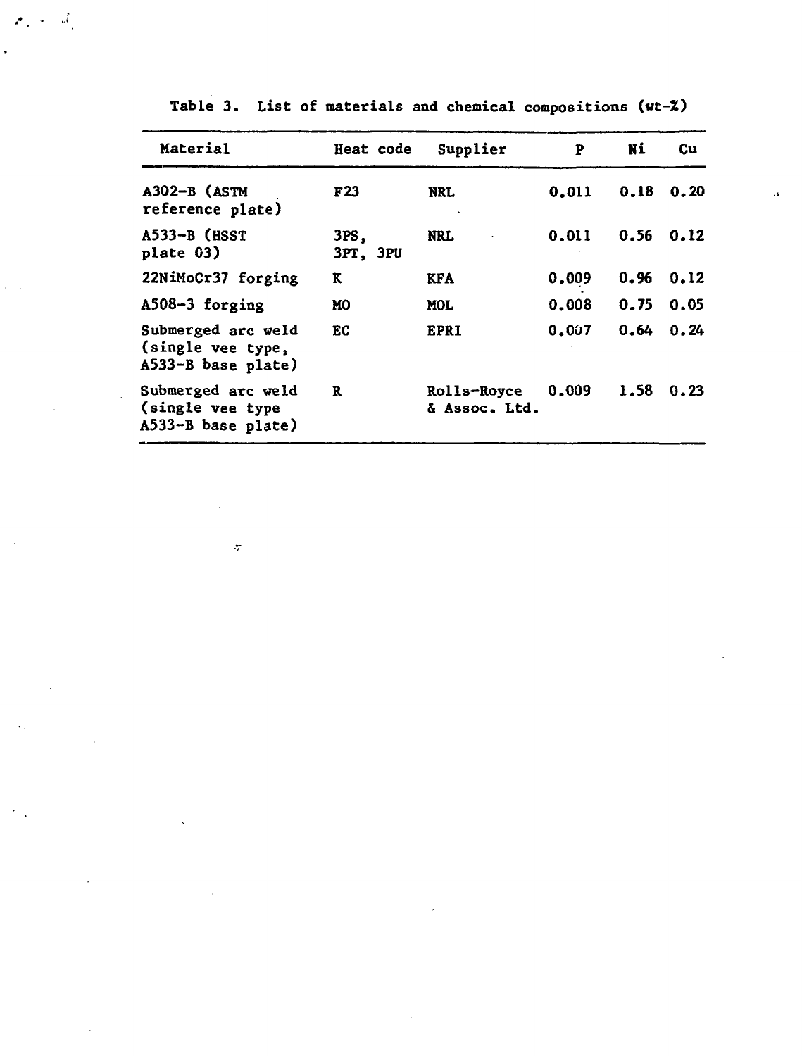Table 3. List of materials and chemical compositions (wt-%)

| Material | Heat code | Supplier | P | Ni | Cu |
|---|---|---|---|---|---|
| A302-B (ASTM reference plate) | F23 | NRL | 0.011 | 0.18 | 0.20 |
| A533-B (HSST plate 03) | 3PS, 3PT, 3PU | NRL | 0.011 | 0.56 | 0.12 |
| 22NiMoCr37 forging | K | KFA | 0.009 | 0.96 | 0.12 |
| A508-3 forging | MO | MOL | 0.008 | 0.75 | 0.05 |
| Submerged arc weld (single vee type, A533-B base plate) | EC | EPRI | 0.007 | 0.64 | 0.24 |
| Submerged arc weld (single vee type A533-B base plate) | R | Rolls-Royce & Assoc. Ltd. | 0.009 | 1.58 | 0.23 |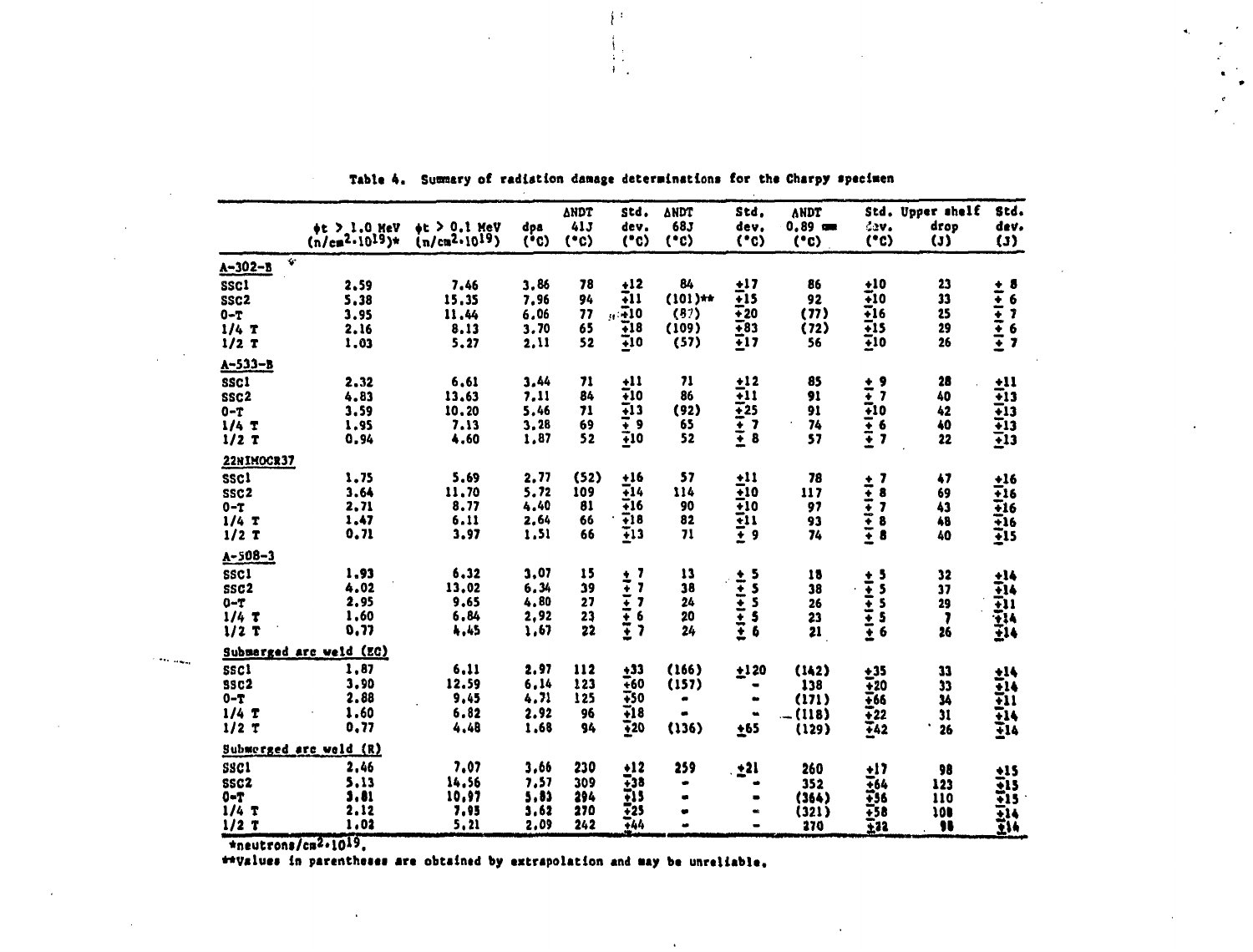Table 4. Summary of radiation damage determinations for the Charpy specimen

| | $\phi t > 1.0$ MeV ($n/cm^2 \cdot 10^{19}$)* | $\phi t > 0.1$ MeV ($n/cm^2 \cdot 10^{19}$) | dpa (°C) | ΔNDT 41J (°C) | Std. dev. (°C) | ΔNDT 68J (°C) | Std. dev. (°C) | ΔNDT 0.89 mm (°C) | Std. dev. (°C) | Upper shelf drop (J) | Std. dev. (J) |
|---|---|---|---|---|---|---|---|---|---|---|---|
| **A-302-B** | | | | | | | | | | | |
| SSC1 | 2.59 | 7.46 | 3.86 | 78 | ±12 | 84 | ±17 | 86 | ±10 | 23 | ± 8 |
| SSC2 | 5.38 | 15.35 | 7.96 | 94 | ±11 | (101)** | ±15 | 92 | ±10 | 33 | ± 6 |
| 0-T | 3.95 | 11.44 | 6.06 | 77 | ±10 | (87) | ±20 | (77) | ±16 | 25 | ± 7 |
| 1/4 T | 2.16 | 8.13 | 3.70 | 65 | ±18 | (109) | ±83 | (72) | ±15 | 29 | ± 6 |
| 1/2 T | 1.03 | 5.27 | 2.11 | 52 | ±10 | (57) | ±17 | 56 | ±10 | 26 | ± 7 |
| **A-533-B** | | | | | | | | | | | |
| SSC1 | 2.32 | 6.61 | 3.44 | 71 | ±11 | 71 | ±12 | 85 | ± 9 | 28 | ±11 |
| SSC2 | 4.83 | 13.63 | 7.11 | 84 | ±10 | 86 | ±11 | 91 | ± 7 | 40 | ±13 |
| 0-T | 3.59 | 10.20 | 5.46 | 71 | ±13 | (92) | ±25 | 91 | ±10 | 42 | ±13 |
| 1/4 T | 1.95 | 7.13 | 3.28 | 69 | ± 9 | 65 | ± 7 | 74 | ± 6 | 40 | ±13 |
| 1/2 T | 0.94 | 4.60 | 1.87 | 52 | ±10 | 52 | ± 8 | 57 | ± 7 | 22 | ±13 |
| **22NIMOCR37** | | | | | | | | | | | |
| SSC1 | 1.75 | 5.69 | 2.77 | (52) | ±16 | 57 | ±11 | 78 | ± 7 | 47 | ±16 |
| SSC2 | 3.64 | 11.70 | 5.72 | 109 | ±14 | 114 | ±10 | 117 | ± 8 | 69 | ±16 |
| 0-T | 2.71 | 8.77 | 4.40 | 81 | ±16 | 90 | ±10 | 97 | ± 7 | 43 | ±16 |
| 1/4 T | 1.47 | 6.11 | 2.64 | 66 | ±18 | 82 | ±11 | 93 | ± 8 | 48 | ±16 |
| 1/2 T | 0.71 | 3.97 | 1.51 | 66 | ±13 | 71 | ± 9 | 74 | ± 8 | 40 | ±15 |
| **A-508-3** | | | | | | | | | | | |
| SSC1 | 1.93 | 6.32 | 3.07 | 15 | ± 7 | 13 | ± 5 | 18 | ± 5 | 32 | ±14 |
| SSC2 | 4.02 | 13.02 | 6.34 | 39 | ± 7 | 38 | ± 5 | 38 | ± 5 | 37 | ±14 |
| 0-T | 2.95 | 9.65 | 4.80 | 27 | ± 7 | 24 | ± 5 | 26 | ± 5 | 29 | ±11 |
| 1/4 T | 1.60 | 6.84 | 2.92 | 23 | ± 6 | 20 | ± 5 | 23 | ± 5 | 7 | ±14 |
| 1/2 T | 0.77 | 4.45 | 1.67 | 22 | ± 7 | 24 | ± 6 | 21 | ± 6 | 26 | ±14 |
| **Submerged arc weld (EC)** | | | | | | | | | | | |
| SSC1 | 1.87 | 6.11 | 2.97 | 112 | ±33 | (166) | ±120 | (142) | ±35 | 33 | ±14 |
| SSC2 | 3.90 | 12.59 | 6.14 | 123 | ±60 | (157) | - | 138 | ±20 | 33 | ±14 |
| 0-T | 2.88 | 9.45 | 4.71 | 125 | ±50 | - | - | (171) | ±66 | 34 | ±11 |
| 1/4 T | 1.60 | 6.82 | 2.92 | 96 | ±18 | - | - | (118) | ±22 | 31 | ±14 |
| 1/2 T | 0.77 | 4.48 | 1.68 | 94 | ±20 | (136) | ±65 | (129) | ±42 | 26 | ±14 |
| **Submerged arc weld (R)** | | | | | | | | | | | |
| SSC1 | 2.46 | 7.07 | 3.66 | 230 | ±12 | 259 | ±21 | 260 | ±17 | 98 | ±15 |
| SSC2 | 5.13 | 14.56 | 7.57 | 309 | ±38 | - | - | 352 | ±64 | 123 | ±15 |
| 0-T | 3.81 | 10.97 | 5.83 | 294 | ±15 | - | - | (364) | ±56 | 110 | ±15 |
| 1/4 T | 2.12 | 7.93 | 3.62 | 270 | ±25 | - | - | (321) | ±58 | 108 | ±14 |
| 1/2 T | 1.02 | 5.21 | 2.09 | 242 | ±44 | - | - | 270 | ±32 | 98 | ±14 |

*neutrons/$cm^2 \cdot 10^{19}$.

**Values in parentheses are obtained by extrapolation and may be unreliable.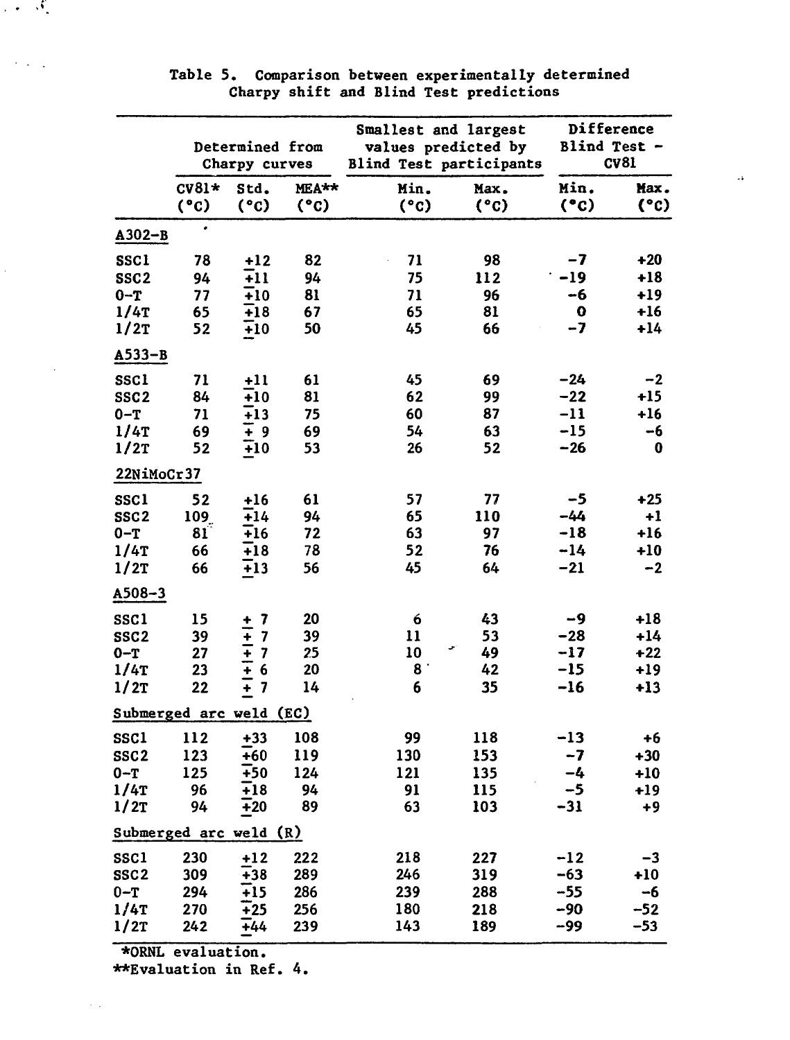Table 5. Comparison between experimentally determined Charpy shift and Blind Test predictions

| | Determined from Charpy curves | | | Smallest and largest values predicted by Blind Test participants | | Difference Blind Test − CV81 | |
|---|---|---|---|---|---|---|---|
| | CV81* (°C) | Std. (°C) | MEA** (°C) | Min. (°C) | Max. (°C) | Min. (°C) | Max. (°C) |
| A302-B | | | | | | | |
| SSC1 | 78 | ±12 | 82 | 71 | 98 | −7 | +20 |
| SSC2 | 94 | ±11 | 94 | 75 | 112 | −19 | +18 |
| 0-T | 77 | ±10 | 81 | 71 | 96 | −6 | +19 |
| 1/4T | 65 | ±18 | 67 | 65 | 81 | 0 | +16 |
| 1/2T | 52 | ±10 | 50 | 45 | 66 | −7 | +14 |
| A533-B | | | | | | | |
| SSC1 | 71 | ±11 | 61 | 45 | 69 | −24 | −2 |
| SSC2 | 84 | ±10 | 81 | 62 | 99 | −22 | +15 |
| 0-T | 71 | ±13 | 75 | 60 | 87 | −11 | +16 |
| 1/4T | 69 | ± 9 | 69 | 54 | 63 | −15 | −6 |
| 1/2T | 52 | ±10 | 53 | 26 | 52 | −26 | 0 |
| 22NiMoCr37 | | | | | | | |
| SSC1 | 52 | ±16 | 61 | 57 | 77 | −5 | +25 |
| SSC2 | 109 | ±14 | 94 | 65 | 110 | −44 | +1 |
| 0-T | 81 | ±16 | 72 | 63 | 97 | −18 | +16 |
| 1/4T | 66 | ±18 | 78 | 52 | 76 | −14 | +10 |
| 1/2T | 66 | ±13 | 56 | 45 | 64 | −21 | −2 |
| A508-3 | | | | | | | |
| SSC1 | 15 | ± 7 | 20 | 6 | 43 | −9 | +18 |
| SSC2 | 39 | ± 7 | 39 | 11 | 53 | −28 | +14 |
| 0-T | 27 | ± 7 | 25 | 10 | 49 | −17 | +22 |
| 1/4T | 23 | ± 6 | 20 | 8 | 42 | −15 | +19 |
| 1/2T | 22 | ± 7 | 14 | 6 | 35 | −16 | +13 |
| Submerged arc weld (EC) | | | | | | | |
| SSC1 | 112 | ±33 | 108 | 99 | 118 | −13 | +6 |
| SSC2 | 123 | ±60 | 119 | 130 | 153 | −7 | +30 |
| 0-T | 125 | ±50 | 124 | 121 | 135 | −4 | +10 |
| 1/4T | 96 | ±18 | 94 | 91 | 115 | −5 | +19 |
| 1/2T | 94 | ±20 | 89 | 63 | 103 | −31 | +9 |
| Submerged arc weld (R) | | | | | | | |
| SSC1 | 230 | ±12 | 222 | 218 | 227 | −12 | −3 |
| SSC2 | 309 | ±38 | 289 | 246 | 319 | −63 | +10 |
| 0-T | 294 | ±15 | 286 | 239 | 288 | −55 | −6 |
| 1/4T | 270 | ±25 | 256 | 180 | 218 | −90 | −52 |
| 1/2T | 242 | ±44 | 239 | 143 | 189 | −99 | −53 |

*ORNL evaluation.
**Evaluation in Ref. 4.